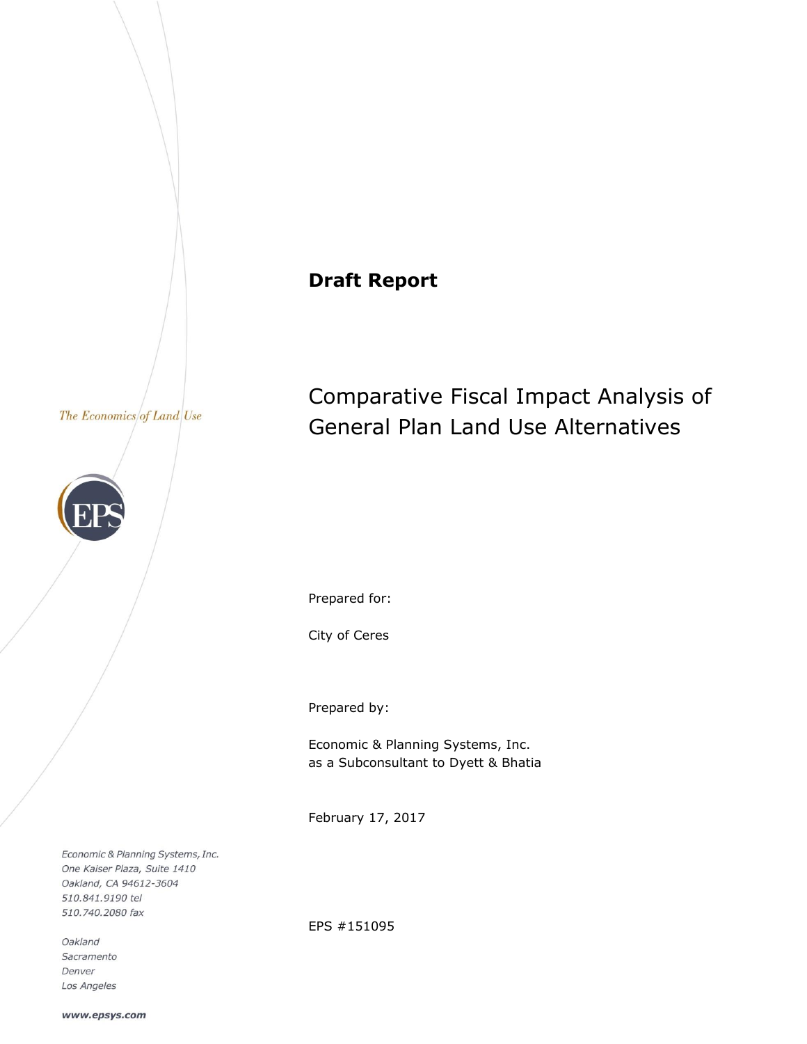**Draft Report**

# Comparative Fiscal Impact Analysis of General Plan Land Use Alternatives

*The Economics of Land Use*

Prepared for:

City of Ceres

Prepared by:

Economic & Planning Systems, Inc.
as a Subconsultant to Dyett & Bhatia

February 17, 2017

EPS #151095

*Economic & Planning Systems, Inc.*
*One Kaiser Plaza, Suite 1410*
*Oakland, CA 94612-3604*
*510.841.9190 tel*
*510.740.2080 fax*

*Oakland*
*Sacramento*
*Denver*
*Los Angeles*

***www.epsys.com***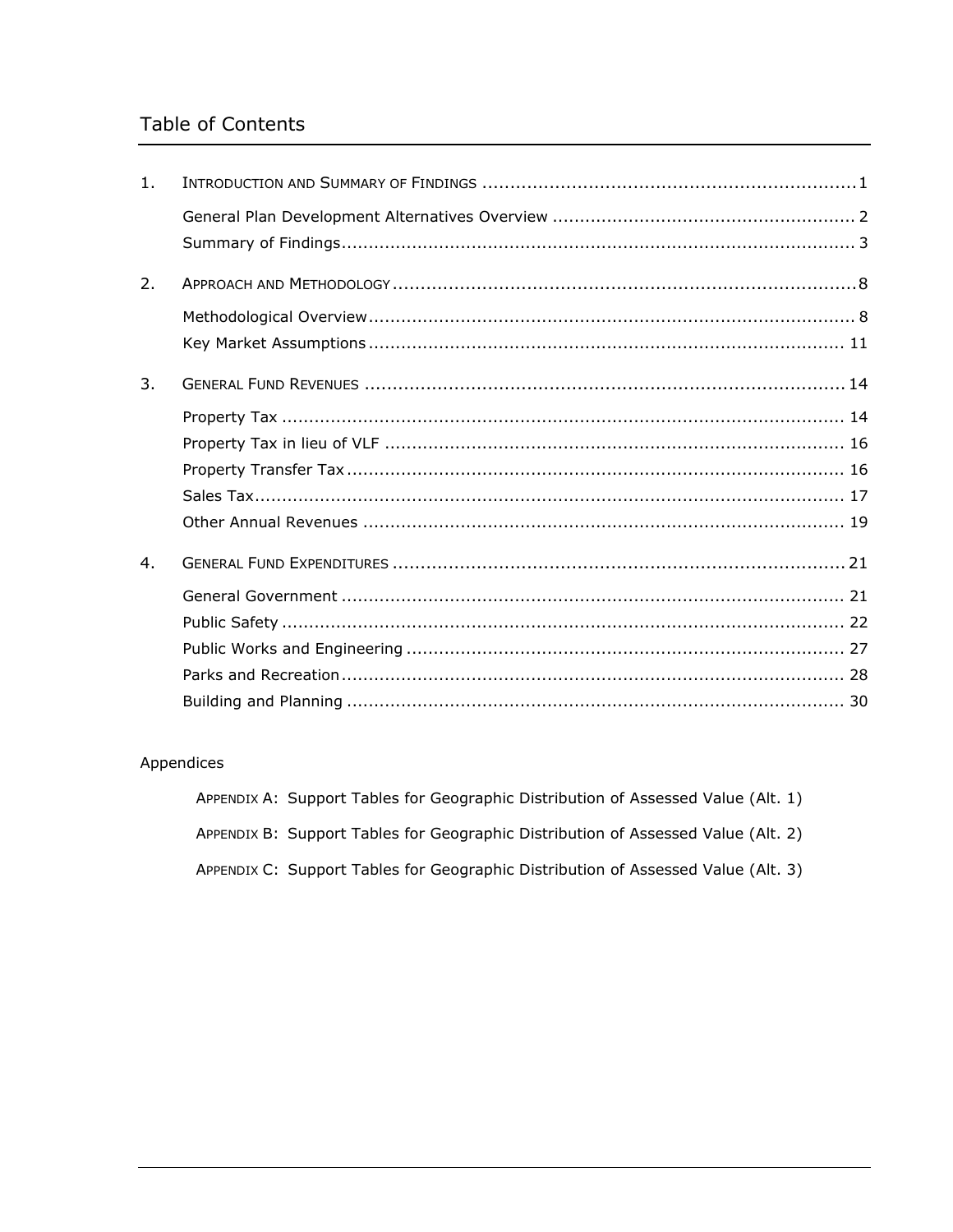# Table of Contents

1. INTRODUCTION AND SUMMARY OF FINDINGS ........................................................ 1
   - General Plan Development Alternatives Overview ........................................ 2
   - Summary of Findings ........................................................................ 3
2. APPROACH AND METHODOLOGY ........................................................................ 8
   - Methodological Overview ................................................................... 8
   - Key Market Assumptions ................................................................... 11
3. GENERAL FUND REVENUES ............................................................................ 14
   - Property Tax ................................................................................. 14
   - Property Tax in lieu of VLF ............................................................... 16
   - Property Transfer Tax ...................................................................... 16
   - Sales Tax ..................................................................................... 17
   - Other Annual Revenues ..................................................................... 19
4. GENERAL FUND EXPENDITURES ....................................................................... 21
   - General Government ........................................................................ 21
   - Public Safety ................................................................................. 22
   - Public Works and Engineering ............................................................. 27
   - Parks and Recreation ....................................................................... 28
   - Building and Planning ...................................................................... 30

Appendices

- APPENDIX A: Support Tables for Geographic Distribution of Assessed Value (Alt. 1)
- APPENDIX B: Support Tables for Geographic Distribution of Assessed Value (Alt. 2)
- APPENDIX C: Support Tables for Geographic Distribution of Assessed Value (Alt. 3)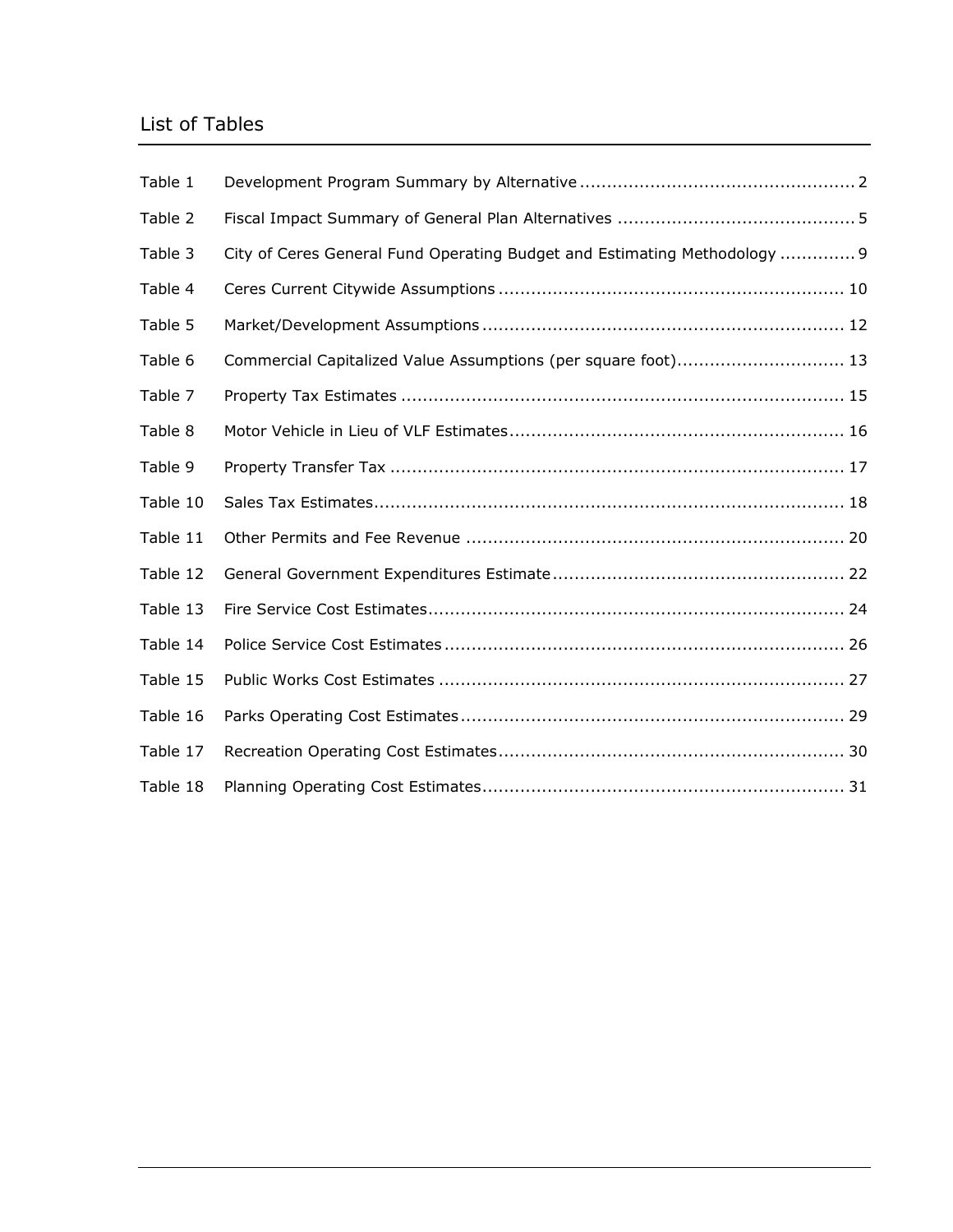## List of Tables

| | | |
|---|---|---|
| Table 1 | Development Program Summary by Alternative | 2 |
| Table 2 | Fiscal Impact Summary of General Plan Alternatives | 5 |
| Table 3 | City of Ceres General Fund Operating Budget and Estimating Methodology | 9 |
| Table 4 | Ceres Current Citywide Assumptions | 10 |
| Table 5 | Market/Development Assumptions | 12 |
| Table 6 | Commercial Capitalized Value Assumptions (per square foot) | 13 |
| Table 7 | Property Tax Estimates | 15 |
| Table 8 | Motor Vehicle in Lieu of VLF Estimates | 16 |
| Table 9 | Property Transfer Tax | 17 |
| Table 10 | Sales Tax Estimates | 18 |
| Table 11 | Other Permits and Fee Revenue | 20 |
| Table 12 | General Government Expenditures Estimate | 22 |
| Table 13 | Fire Service Cost Estimates | 24 |
| Table 14 | Police Service Cost Estimates | 26 |
| Table 15 | Public Works Cost Estimates | 27 |
| Table 16 | Parks Operating Cost Estimates | 29 |
| Table 17 | Recreation Operating Cost Estimates | 30 |
| Table 18 | Planning Operating Cost Estimates | 31 |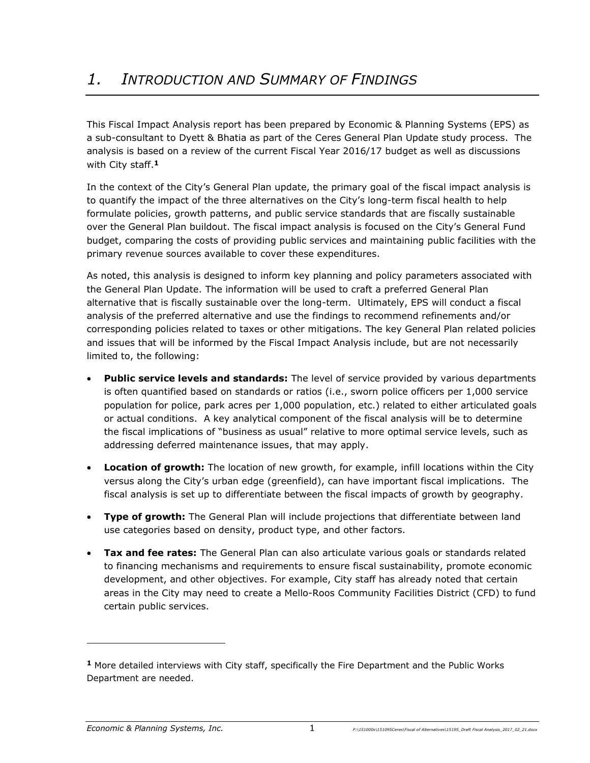# *1. Introduction and Summary of Findings*

This Fiscal Impact Analysis report has been prepared by Economic & Planning Systems (EPS) as a sub-consultant to Dyett & Bhatia as part of the Ceres General Plan Update study process. The analysis is based on a review of the current Fiscal Year 2016/17 budget as well as discussions with City staff.[1]

In the context of the City's General Plan update, the primary goal of the fiscal impact analysis is to quantify the impact of the three alternatives on the City's long-term fiscal health to help formulate policies, growth patterns, and public service standards that are fiscally sustainable over the General Plan buildout. The fiscal impact analysis is focused on the City's General Fund budget, comparing the costs of providing public services and maintaining public facilities with the primary revenue sources available to cover these expenditures.

As noted, this analysis is designed to inform key planning and policy parameters associated with the General Plan Update. The information will be used to craft a preferred General Plan alternative that is fiscally sustainable over the long-term. Ultimately, EPS will conduct a fiscal analysis of the preferred alternative and use the findings to recommend refinements and/or corresponding policies related to taxes or other mitigations. The key General Plan related policies and issues that will be informed by the Fiscal Impact Analysis include, but are not necessarily limited to, the following:

- **Public service levels and standards:** The level of service provided by various departments is often quantified based on standards or ratios (i.e., sworn police officers per 1,000 service population for police, park acres per 1,000 population, etc.) related to either articulated goals or actual conditions. A key analytical component of the fiscal analysis will be to determine the fiscal implications of "business as usual" relative to more optimal service levels, such as addressing deferred maintenance issues, that may apply.
- **Location of growth:** The location of new growth, for example, infill locations within the City versus along the City's urban edge (greenfield), can have important fiscal implications. The fiscal analysis is set up to differentiate between the fiscal impacts of growth by geography.
- **Type of growth:** The General Plan will include projections that differentiate between land use categories based on density, product type, and other factors.
- **Tax and fee rates:** The General Plan can also articulate various goals or standards related to financing mechanisms and requirements to ensure fiscal sustainability, promote economic development, and other objectives. For example, City staff has already noted that certain areas in the City may need to create a Mello-Roos Community Facilities District (CFD) to fund certain public services.

---

[1] More detailed interviews with City staff, specifically the Fire Department and the Public Works Department are needed.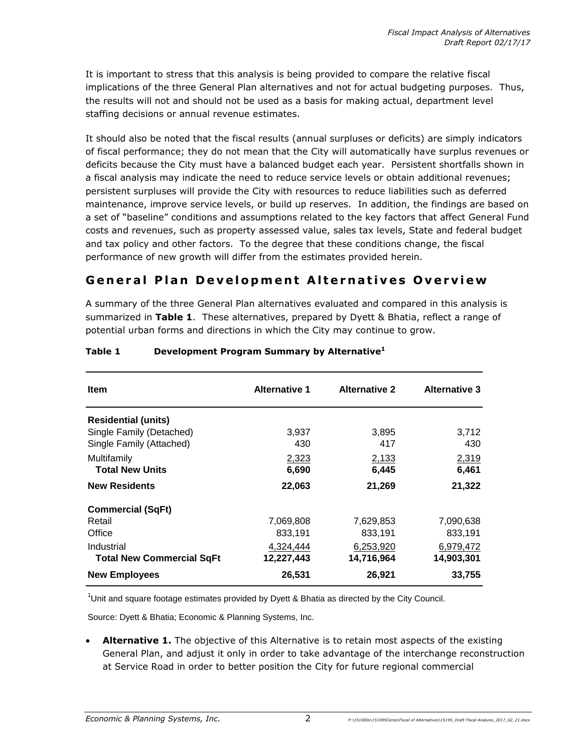It is important to stress that this analysis is being provided to compare the relative fiscal implications of the three General Plan alternatives and not for actual budgeting purposes. Thus, the results will not and should not be used as a basis for making actual, department level staffing decisions or annual revenue estimates.

It should also be noted that the fiscal results (annual surpluses or deficits) are simply indicators of fiscal performance; they do not mean that the City will automatically have surplus revenues or deficits because the City must have a balanced budget each year. Persistent shortfalls shown in a fiscal analysis may indicate the need to reduce service levels or obtain additional revenues; persistent surpluses will provide the City with resources to reduce liabilities such as deferred maintenance, improve service levels, or build up reserves. In addition, the findings are based on a set of "baseline" conditions and assumptions related to the key factors that affect General Fund costs and revenues, such as property assessed value, sales tax levels, State and federal budget and tax policy and other factors. To the degree that these conditions change, the fiscal performance of new growth will differ from the estimates provided herein.

## General Plan Development Alternatives Overview

A summary of the three General Plan alternatives evaluated and compared in this analysis is summarized in **Table 1**. These alternatives, prepared by Dyett & Bhatia, reflect a range of potential urban forms and directions in which the City may continue to grow.

**Table 1 Development Program Summary by Alternative[1]**

| Item | Alternative 1 | Alternative 2 | Alternative 3 |
|---|---|---|---|
| **Residential (units)** | | | |
| Single Family (Detached) | 3,937 | 3,895 | 3,712 |
| Single Family (Attached) | 430 | 417 | 430 |
| Multifamily | 2,323 | 2,133 | 2,319 |
| **Total New Units** | **6,690** | **6,445** | **6,461** |
| **New Residents** | **22,063** | **21,269** | **21,322** |
| **Commercial (SqFt)** | | | |
| Retail | 7,069,808 | 7,629,853 | 7,090,638 |
| Office | 833,191 | 833,191 | 833,191 |
| Industrial | 4,324,444 | 6,253,920 | 6,979,472 |
| **Total New Commercial SqFt** | **12,227,443** | **14,716,964** | **14,903,301** |
| **New Employees** | **26,531** | **26,921** | **33,755** |

[1]Unit and square footage estimates provided by Dyett & Bhatia as directed by the City Council.

Source: Dyett & Bhatia; Economic & Planning Systems, Inc.

- **Alternative 1.** The objective of this Alternative is to retain most aspects of the existing General Plan, and adjust it only in order to take advantage of the interchange reconstruction at Service Road in order to better position the City for future regional commercial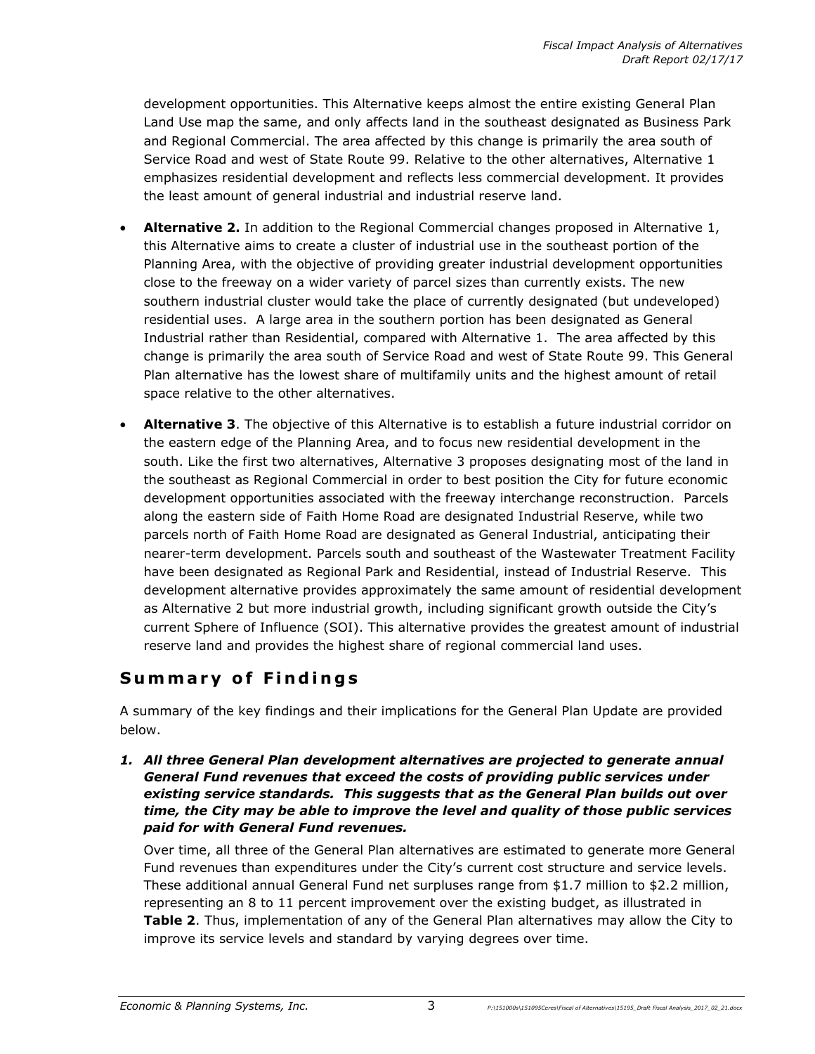development opportunities. This Alternative keeps almost the entire existing General Plan Land Use map the same, and only affects land in the southeast designated as Business Park and Regional Commercial. The area affected by this change is primarily the area south of Service Road and west of State Route 99. Relative to the other alternatives, Alternative 1 emphasizes residential development and reflects less commercial development. It provides the least amount of general industrial and industrial reserve land.

- **Alternative 2.** In addition to the Regional Commercial changes proposed in Alternative 1, this Alternative aims to create a cluster of industrial use in the southeast portion of the Planning Area, with the objective of providing greater industrial development opportunities close to the freeway on a wider variety of parcel sizes than currently exists. The new southern industrial cluster would take the place of currently designated (but undeveloped) residential uses. A large area in the southern portion has been designated as General Industrial rather than Residential, compared with Alternative 1. The area affected by this change is primarily the area south of Service Road and west of State Route 99. This General Plan alternative has the lowest share of multifamily units and the highest amount of retail space relative to the other alternatives.

- **Alternative 3**. The objective of this Alternative is to establish a future industrial corridor on the eastern edge of the Planning Area, and to focus new residential development in the south. Like the first two alternatives, Alternative 3 proposes designating most of the land in the southeast as Regional Commercial in order to best position the City for future economic development opportunities associated with the freeway interchange reconstruction. Parcels along the eastern side of Faith Home Road are designated Industrial Reserve, while two parcels north of Faith Home Road are designated as General Industrial, anticipating their nearer-term development. Parcels south and southeast of the Wastewater Treatment Facility have been designated as Regional Park and Residential, instead of Industrial Reserve. This development alternative provides approximately the same amount of residential development as Alternative 2 but more industrial growth, including significant growth outside the City's current Sphere of Influence (SOI). This alternative provides the greatest amount of industrial reserve land and provides the highest share of regional commercial land uses.

## Summary of Findings

A summary of the key findings and their implications for the General Plan Update are provided below.

1. ***All three General Plan development alternatives are projected to generate annual General Fund revenues that exceed the costs of providing public services under existing service standards. This suggests that as the General Plan builds out over time, the City may be able to improve the level and quality of those public services paid for with General Fund revenues.***

   Over time, all three of the General Plan alternatives are estimated to generate more General Fund revenues than expenditures under the City's current cost structure and service levels. These additional annual General Fund net surpluses range from $1.7 million to $2.2 million, representing an 8 to 11 percent improvement over the existing budget, as illustrated in **Table 2**. Thus, implementation of any of the General Plan alternatives may allow the City to improve its service levels and standard by varying degrees over time.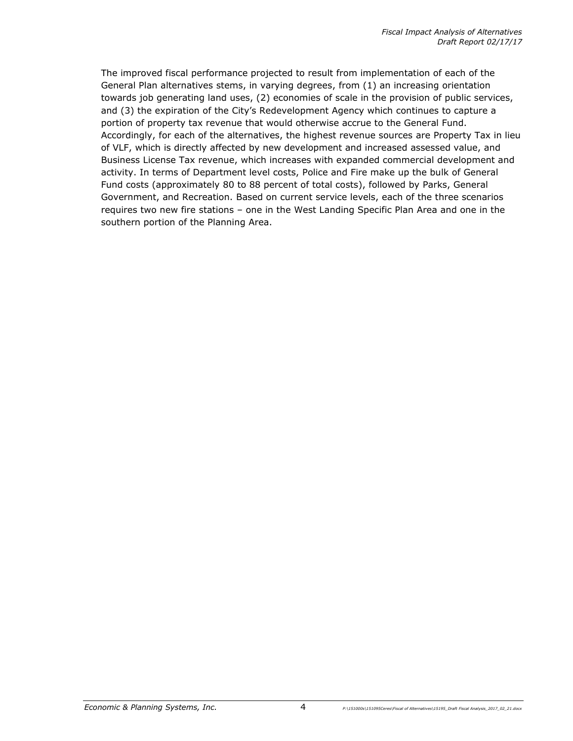The improved fiscal performance projected to result from implementation of each of the General Plan alternatives stems, in varying degrees, from (1) an increasing orientation towards job generating land uses, (2) economies of scale in the provision of public services, and (3) the expiration of the City's Redevelopment Agency which continues to capture a portion of property tax revenue that would otherwise accrue to the General Fund. Accordingly, for each of the alternatives, the highest revenue sources are Property Tax in lieu of VLF, which is directly affected by new development and increased assessed value, and Business License Tax revenue, which increases with expanded commercial development and activity. In terms of Department level costs, Police and Fire make up the bulk of General Fund costs (approximately 80 to 88 percent of total costs), followed by Parks, General Government, and Recreation. Based on current service levels, each of the three scenarios requires two new fire stations – one in the West Landing Specific Plan Area and one in the southern portion of the Planning Area.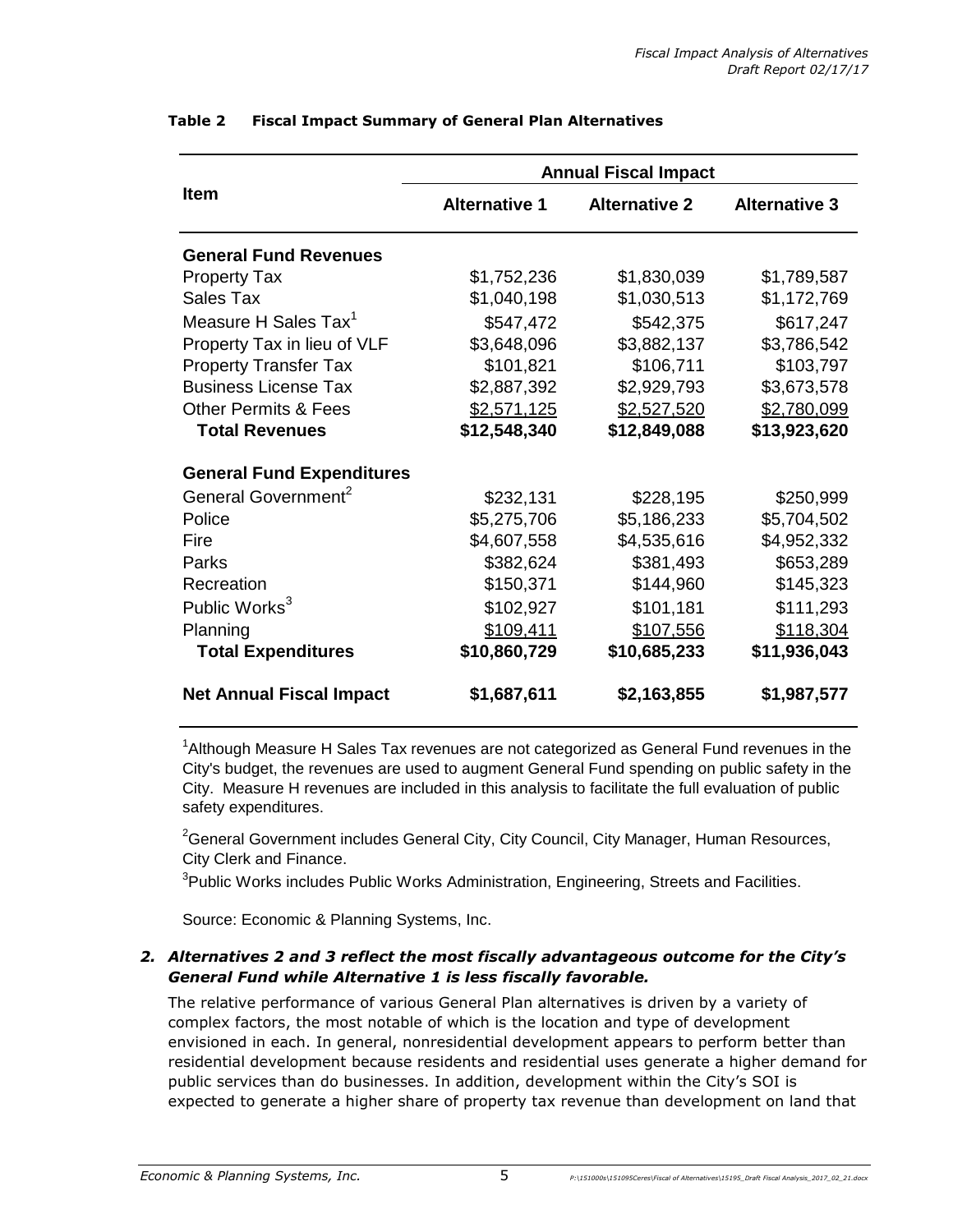**Table 2 Fiscal Impact Summary of General Plan Alternatives**

| Item | Annual Fiscal Impact | | |
|---|---|---|---|
| | Alternative 1 | Alternative 2 | Alternative 3 |
| **General Fund Revenues** | | | |
| Property Tax | $1,752,236 | $1,830,039 | $1,789,587 |
| Sales Tax | $1,040,198 | $1,030,513 | $1,172,769 |
| Measure H Sales Tax[1] | $547,472 | $542,375 | $617,247 |
| Property Tax in lieu of VLF | $3,648,096 | $3,882,137 | $3,786,542 |
| Property Transfer Tax | $101,821 | $106,711 | $103,797 |
| Business License Tax | $2,887,392 | $2,929,793 | $3,673,578 |
| Other Permits & Fees | $2,571,125 | $2,527,520 | $2,780,099 |
| **Total Revenues** | **$12,548,340** | **$12,849,088** | **$13,923,620** |
| **General Fund Expenditures** | | | |
| General Government[2] | $232,131 | $228,195 | $250,999 |
| Police | $5,275,706 | $5,186,233 | $5,704,502 |
| Fire | $4,607,558 | $4,535,616 | $4,952,332 |
| Parks | $382,624 | $381,493 | $653,289 |
| Recreation | $150,371 | $144,960 | $145,323 |
| Public Works[3] | $102,927 | $101,181 | $111,293 |
| Planning | $109,411 | $107,556 | $118,304 |
| **Total Expenditures** | **$10,860,729** | **$10,685,233** | **$11,936,043** |
| **Net Annual Fiscal Impact** | **$1,687,611** | **$2,163,855** | **$1,987,577** |

[1]Although Measure H Sales Tax revenues are not categorized as General Fund revenues in the City's budget, the revenues are used to augment General Fund spending on public safety in the City. Measure H revenues are included in this analysis to facilitate the full evaluation of public safety expenditures.

[2]General Government includes General City, City Council, City Manager, Human Resources, City Clerk and Finance.

[3]Public Works includes Public Works Administration, Engineering, Streets and Facilities.

Source: Economic & Planning Systems, Inc.

2. ***Alternatives 2 and 3 reflect the most fiscally advantageous outcome for the City's General Fund while Alternative 1 is less fiscally favorable.***

The relative performance of various General Plan alternatives is driven by a variety of complex factors, the most notable of which is the location and type of development envisioned in each. In general, nonresidential development appears to perform better than residential development because residents and residential uses generate a higher demand for public services than do businesses. In addition, development within the City's SOI is expected to generate a higher share of property tax revenue than development on land that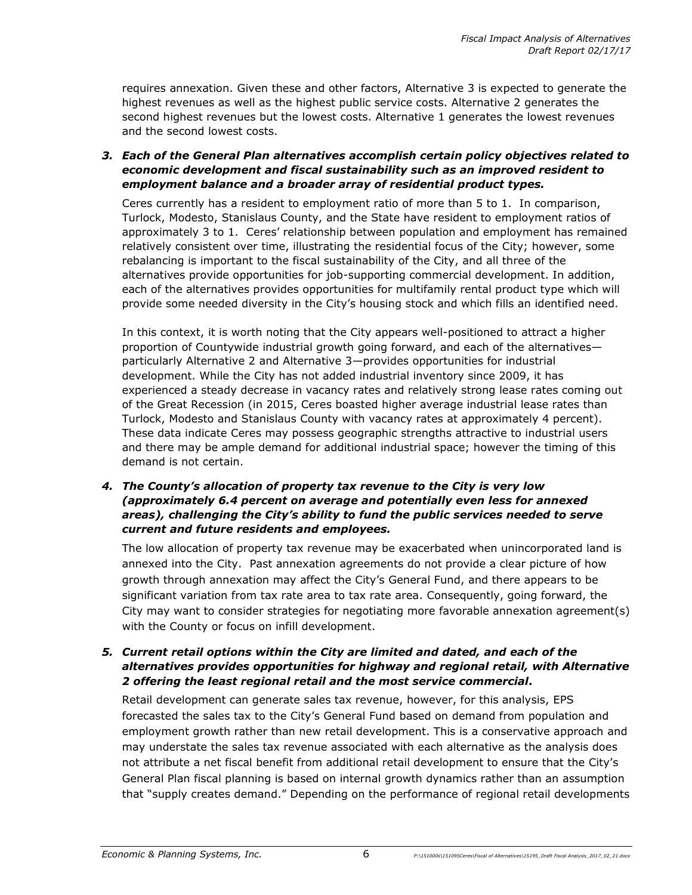requires annexation. Given these and other factors, Alternative 3 is expected to generate the highest revenues as well as the highest public service costs. Alternative 2 generates the second highest revenues but the lowest costs. Alternative 1 generates the lowest revenues and the second lowest costs.

3. ***Each of the General Plan alternatives accomplish certain policy objectives related to economic development and fiscal sustainability such as an improved resident to employment balance and a broader array of residential product types.***

   Ceres currently has a resident to employment ratio of more than 5 to 1. In comparison, Turlock, Modesto, Stanislaus County, and the State have resident to employment ratios of approximately 3 to 1. Ceres' relationship between population and employment has remained relatively consistent over time, illustrating the residential focus of the City; however, some rebalancing is important to the fiscal sustainability of the City, and all three of the alternatives provide opportunities for job-supporting commercial development. In addition, each of the alternatives provides opportunities for multifamily rental product type which will provide some needed diversity in the City's housing stock and which fills an identified need.

   In this context, it is worth noting that the City appears well-positioned to attract a higher proportion of Countywide industrial growth going forward, and each of the alternatives—particularly Alternative 2 and Alternative 3—provides opportunities for industrial development. While the City has not added industrial inventory since 2009, it has experienced a steady decrease in vacancy rates and relatively strong lease rates coming out of the Great Recession (in 2015, Ceres boasted higher average industrial lease rates than Turlock, Modesto and Stanislaus County with vacancy rates at approximately 4 percent). These data indicate Ceres may possess geographic strengths attractive to industrial users and there may be ample demand for additional industrial space; however the timing of this demand is not certain.

4. ***The County's allocation of property tax revenue to the City is very low (approximately 6.4 percent on average and potentially even less for annexed areas), challenging the City's ability to fund the public services needed to serve current and future residents and employees.***

   The low allocation of property tax revenue may be exacerbated when unincorporated land is annexed into the City. Past annexation agreements do not provide a clear picture of how growth through annexation may affect the City's General Fund, and there appears to be significant variation from tax rate area to tax rate area. Consequently, going forward, the City may want to consider strategies for negotiating more favorable annexation agreement(s) with the County or focus on infill development.

5. ***Current retail options within the City are limited and dated, and each of the alternatives provides opportunities for highway and regional retail, with Alternative 2 offering the least regional retail and the most service commercial.***

   Retail development can generate sales tax revenue, however, for this analysis, EPS forecasted the sales tax to the City's General Fund based on demand from population and employment growth rather than new retail development. This is a conservative approach and may understate the sales tax revenue associated with each alternative as the analysis does not attribute a net fiscal benefit from additional retail development to ensure that the City's General Plan fiscal planning is based on internal growth dynamics rather than an assumption that "supply creates demand." Depending on the performance of regional retail developments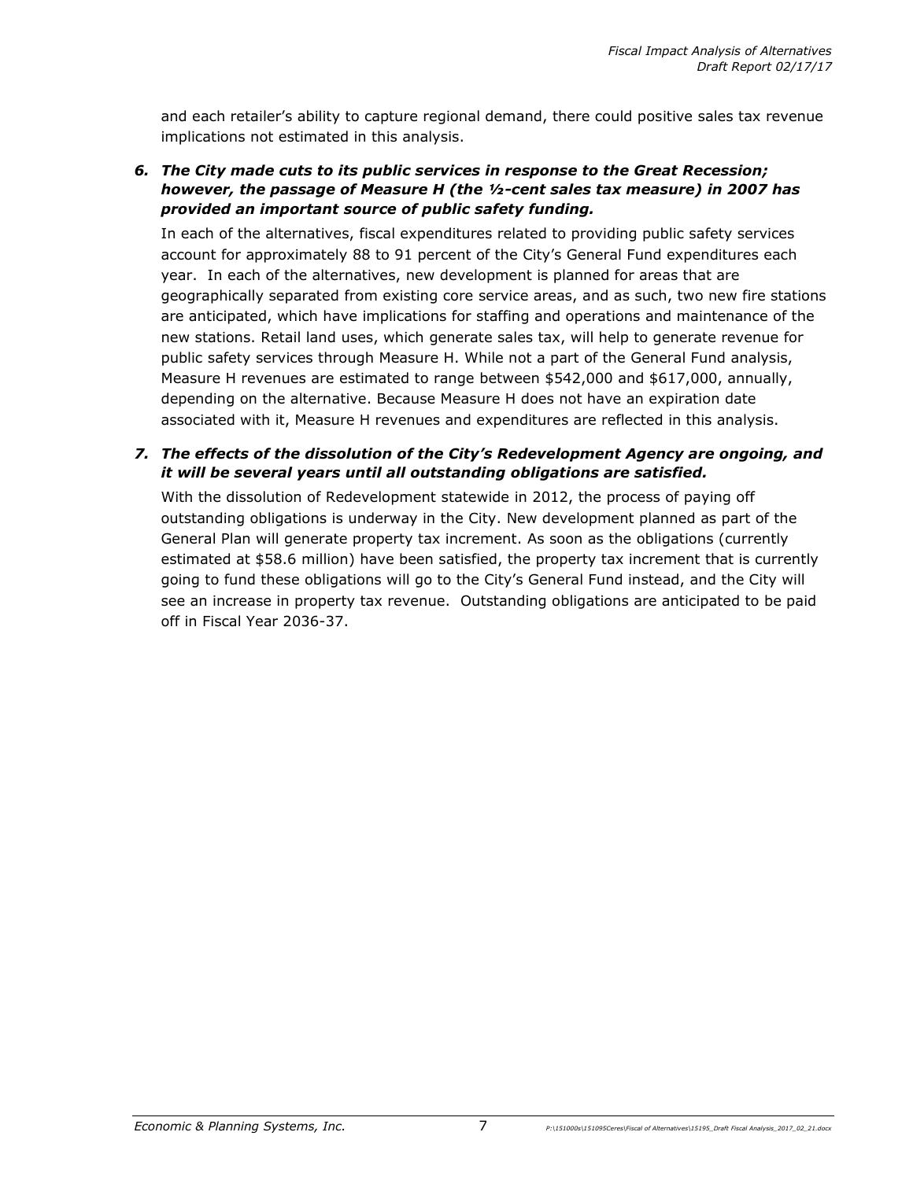and each retailer's ability to capture regional demand, there could positive sales tax revenue implications not estimated in this analysis.

6. ***The City made cuts to its public services in response to the Great Recession; however, the passage of Measure H (the ½-cent sales tax measure) in 2007 has provided an important source of public safety funding.***

   In each of the alternatives, fiscal expenditures related to providing public safety services account for approximately 88 to 91 percent of the City's General Fund expenditures each year. In each of the alternatives, new development is planned for areas that are geographically separated from existing core service areas, and as such, two new fire stations are anticipated, which have implications for staffing and operations and maintenance of the new stations. Retail land uses, which generate sales tax, will help to generate revenue for public safety services through Measure H. While not a part of the General Fund analysis, Measure H revenues are estimated to range between $542,000 and $617,000, annually, depending on the alternative. Because Measure H does not have an expiration date associated with it, Measure H revenues and expenditures are reflected in this analysis.

7. ***The effects of the dissolution of the City's Redevelopment Agency are ongoing, and it will be several years until all outstanding obligations are satisfied.***

   With the dissolution of Redevelopment statewide in 2012, the process of paying off outstanding obligations is underway in the City. New development planned as part of the General Plan will generate property tax increment. As soon as the obligations (currently estimated at $58.6 million) have been satisfied, the property tax increment that is currently going to fund these obligations will go to the City's General Fund instead, and the City will see an increase in property tax revenue. Outstanding obligations are anticipated to be paid off in Fiscal Year 2036-37.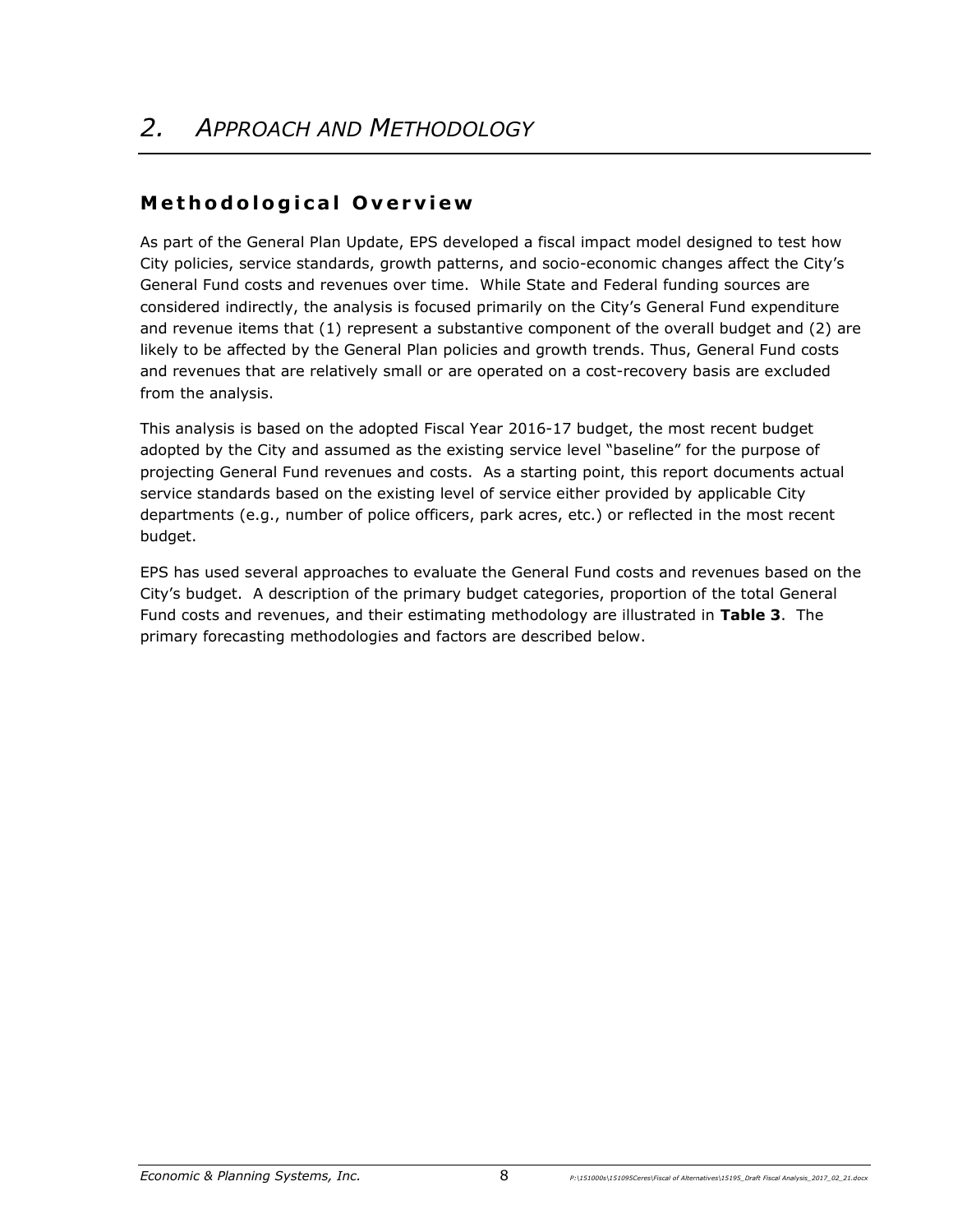# 2. *Approach and Methodology*

## Methodological Overview

As part of the General Plan Update, EPS developed a fiscal impact model designed to test how City policies, service standards, growth patterns, and socio-economic changes affect the City's General Fund costs and revenues over time. While State and Federal funding sources are considered indirectly, the analysis is focused primarily on the City's General Fund expenditure and revenue items that (1) represent a substantive component of the overall budget and (2) are likely to be affected by the General Plan policies and growth trends. Thus, General Fund costs and revenues that are relatively small or are operated on a cost-recovery basis are excluded from the analysis.

This analysis is based on the adopted Fiscal Year 2016-17 budget, the most recent budget adopted by the City and assumed as the existing service level "baseline" for the purpose of projecting General Fund revenues and costs. As a starting point, this report documents actual service standards based on the existing level of service either provided by applicable City departments (e.g., number of police officers, park acres, etc.) or reflected in the most recent budget.

EPS has used several approaches to evaluate the General Fund costs and revenues based on the City's budget. A description of the primary budget categories, proportion of the total General Fund costs and revenues, and their estimating methodology are illustrated in **Table 3**. The primary forecasting methodologies and factors are described below.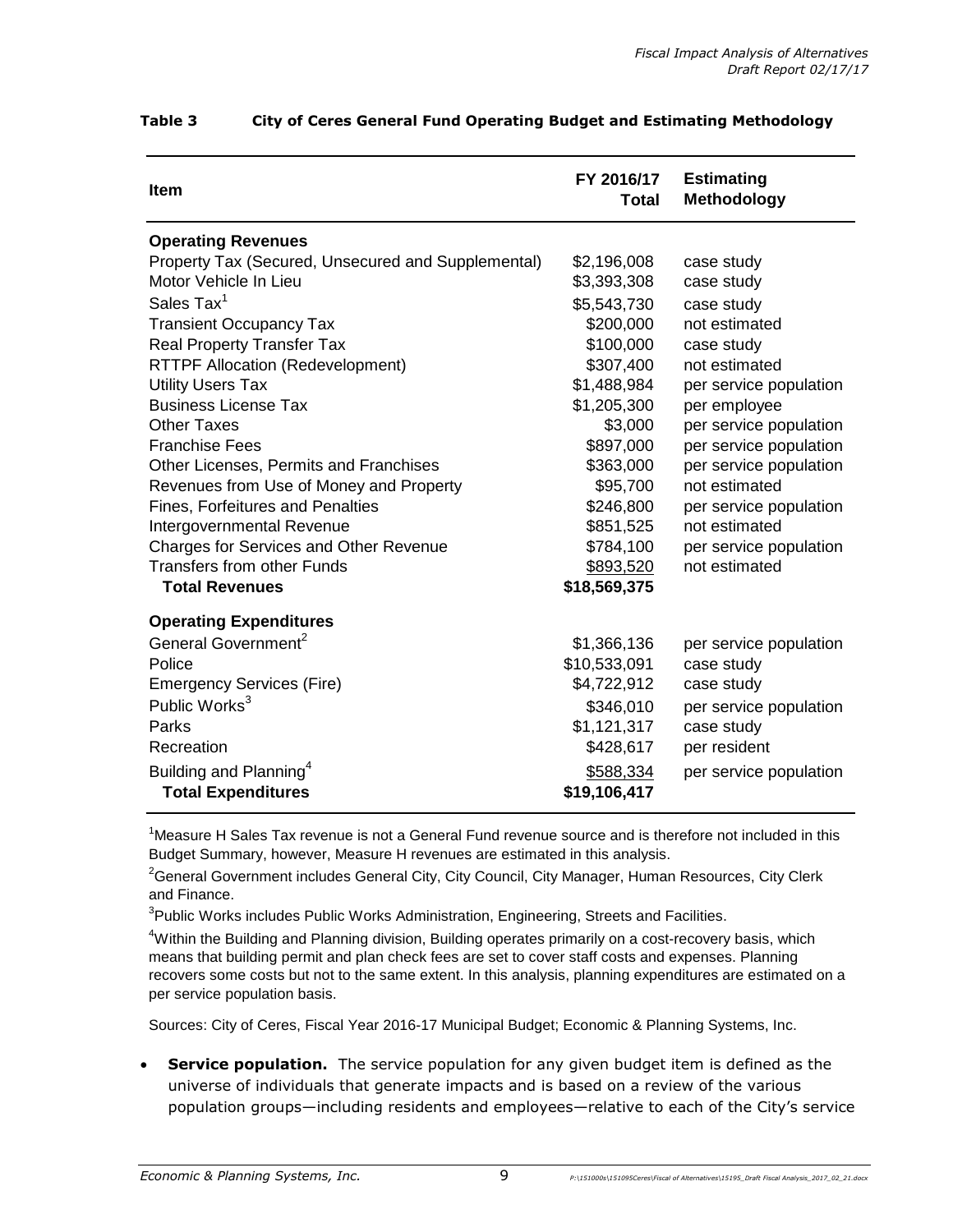**Table 3 City of Ceres General Fund Operating Budget and Estimating Methodology**

| Item | FY 2016/17 Total | Estimating Methodology |
|---|---|---|
| **Operating Revenues** | | |
| Property Tax (Secured, Unsecured and Supplemental) | $2,196,008 | case study |
| Motor Vehicle In Lieu | $3,393,308 | case study |
| Sales Tax[1] | $5,543,730 | case study |
| Transient Occupancy Tax | $200,000 | not estimated |
| Real Property Transfer Tax | $100,000 | case study |
| RTTPF Allocation (Redevelopment) | $307,400 | not estimated |
| Utility Users Tax | $1,488,984 | per service population |
| Business License Tax | $1,205,300 | per employee |
| Other Taxes | $3,000 | per service population |
| Franchise Fees | $897,000 | per service population |
| Other Licenses, Permits and Franchises | $363,000 | per service population |
| Revenues from Use of Money and Property | $95,700 | not estimated |
| Fines, Forfeitures and Penalties | $246,800 | per service population |
| Intergovernmental Revenue | $851,525 | not estimated |
| Charges for Services and Other Revenue | $784,100 | per service population |
| Transfers from other Funds | $893,520 | not estimated |
| **Total Revenues** | **$18,569,375** | |
| **Operating Expenditures** | | |
| General Government[2] | $1,366,136 | per service population |
| Police | $10,533,091 | case study |
| Emergency Services (Fire) | $4,722,912 | case study |
| Public Works[3] | $346,010 | per service population |
| Parks | $1,121,317 | case study |
| Recreation | $428,617 | per resident |
| Building and Planning[4] | $588,334 | per service population |
| **Total Expenditures** | **$19,106,417** | |

[1]Measure H Sales Tax revenue is not a General Fund revenue source and is therefore not included in this Budget Summary, however, Measure H revenues are estimated in this analysis.

[2]General Government includes General City, City Council, City Manager, Human Resources, City Clerk and Finance.

[3]Public Works includes Public Works Administration, Engineering, Streets and Facilities.

[4]Within the Building and Planning division, Building operates primarily on a cost-recovery basis, which means that building permit and plan check fees are set to cover staff costs and expenses. Planning recovers some costs but not to the same extent. In this analysis, planning expenditures are estimated on a per service population basis.

Sources: City of Ceres, Fiscal Year 2016-17 Municipal Budget; Economic & Planning Systems, Inc.

- **Service population.** The service population for any given budget item is defined as the universe of individuals that generate impacts and is based on a review of the various population groups—including residents and employees—relative to each of the City's service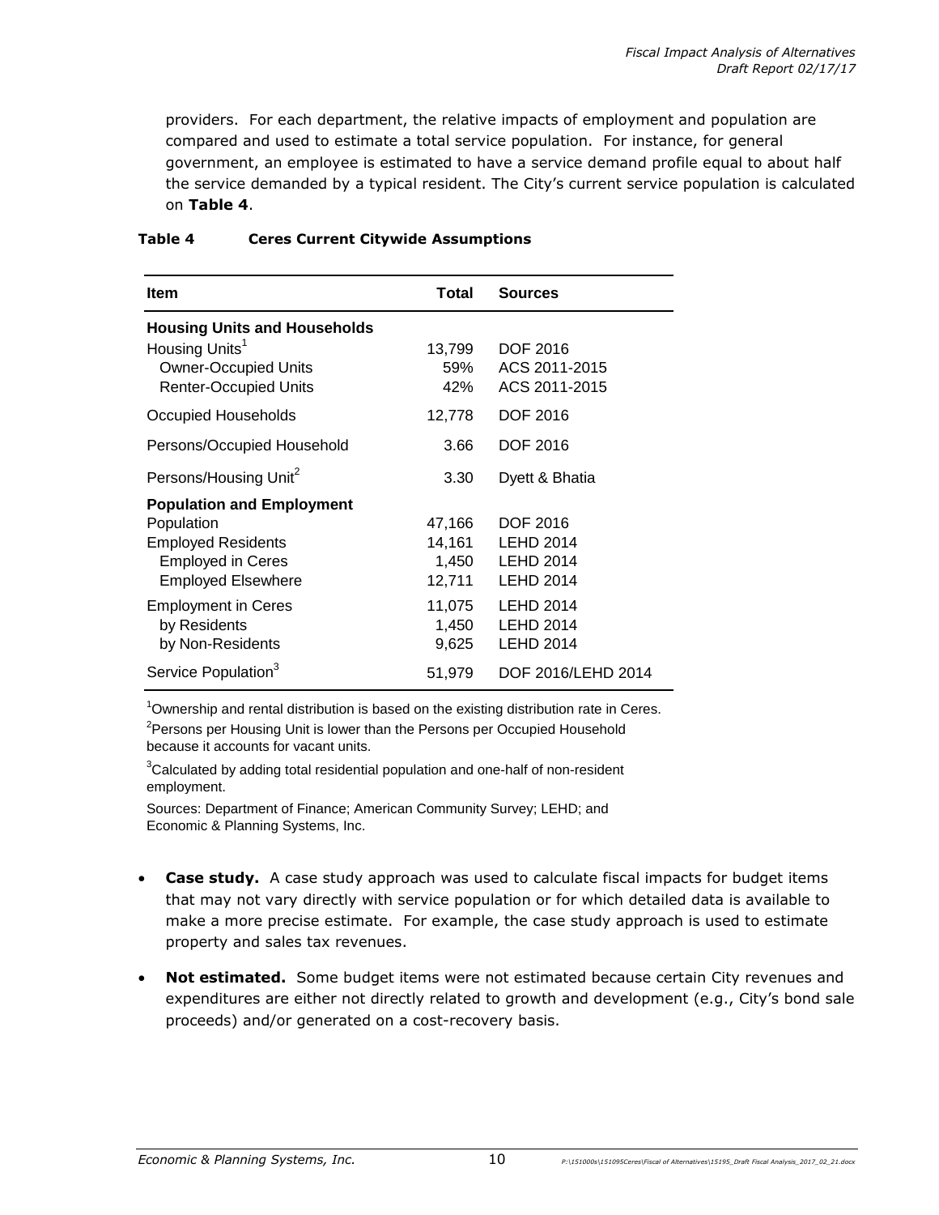providers. For each department, the relative impacts of employment and population are compared and used to estimate a total service population. For instance, for general government, an employee is estimated to have a service demand profile equal to about half the service demanded by a typical resident. The City's current service population is calculated on **Table 4**.

**Table 4 Ceres Current Citywide Assumptions**

| Item | Total | Sources |
|---|---|---|
| **Housing Units and Households** | | |
| Housing Units[1] | 13,799 | DOF 2016 |
| Owner-Occupied Units | 59% | ACS 2011-2015 |
| Renter-Occupied Units | 42% | ACS 2011-2015 |
| Occupied Households | 12,778 | DOF 2016 |
| Persons/Occupied Household | 3.66 | DOF 2016 |
| Persons/Housing Unit[2] | 3.30 | Dyett & Bhatia |
| **Population and Employment** | | |
| Population | 47,166 | DOF 2016 |
| Employed Residents | 14,161 | LEHD 2014 |
| Employed in Ceres | 1,450 | LEHD 2014 |
| Employed Elsewhere | 12,711 | LEHD 2014 |
| Employment in Ceres | 11,075 | LEHD 2014 |
| by Residents | 1,450 | LEHD 2014 |
| by Non-Residents | 9,625 | LEHD 2014 |
| Service Population[3] | 51,979 | DOF 2016/LEHD 2014 |

[1]Ownership and rental distribution is based on the existing distribution rate in Ceres.

[2]Persons per Housing Unit is lower than the Persons per Occupied Household because it accounts for vacant units.

[3]Calculated by adding total residential population and one-half of non-resident employment.

Sources: Department of Finance; American Community Survey; LEHD; and Economic & Planning Systems, Inc.

- **Case study.** A case study approach was used to calculate fiscal impacts for budget items that may not vary directly with service population or for which detailed data is available to make a more precise estimate. For example, the case study approach is used to estimate property and sales tax revenues.
- **Not estimated.** Some budget items were not estimated because certain City revenues and expenditures are either not directly related to growth and development (e.g., City's bond sale proceeds) and/or generated on a cost-recovery basis.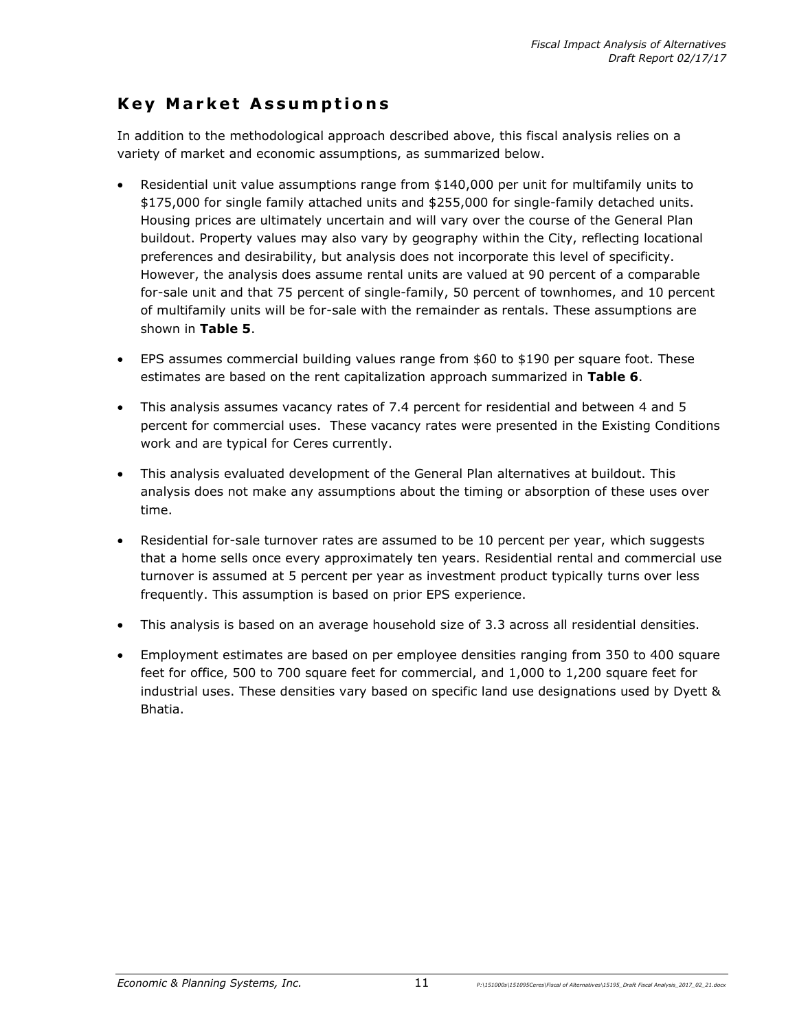## Key Market Assumptions

In addition to the methodological approach described above, this fiscal analysis relies on a variety of market and economic assumptions, as summarized below.

- Residential unit value assumptions range from $140,000 per unit for multifamily units to $175,000 for single family attached units and $255,000 for single-family detached units. Housing prices are ultimately uncertain and will vary over the course of the General Plan buildout. Property values may also vary by geography within the City, reflecting locational preferences and desirability, but analysis does not incorporate this level of specificity. However, the analysis does assume rental units are valued at 90 percent of a comparable for-sale unit and that 75 percent of single-family, 50 percent of townhomes, and 10 percent of multifamily units will be for-sale with the remainder as rentals. These assumptions are shown in **Table 5**.
- EPS assumes commercial building values range from $60 to $190 per square foot. These estimates are based on the rent capitalization approach summarized in **Table 6**.
- This analysis assumes vacancy rates of 7.4 percent for residential and between 4 and 5 percent for commercial uses. These vacancy rates were presented in the Existing Conditions work and are typical for Ceres currently.
- This analysis evaluated development of the General Plan alternatives at buildout. This analysis does not make any assumptions about the timing or absorption of these uses over time.
- Residential for-sale turnover rates are assumed to be 10 percent per year, which suggests that a home sells once every approximately ten years. Residential rental and commercial use turnover is assumed at 5 percent per year as investment product typically turns over less frequently. This assumption is based on prior EPS experience.
- This analysis is based on an average household size of 3.3 across all residential densities.
- Employment estimates are based on per employee densities ranging from 350 to 400 square feet for office, 500 to 700 square feet for commercial, and 1,000 to 1,200 square feet for industrial uses. These densities vary based on specific land use designations used by Dyett & Bhatia.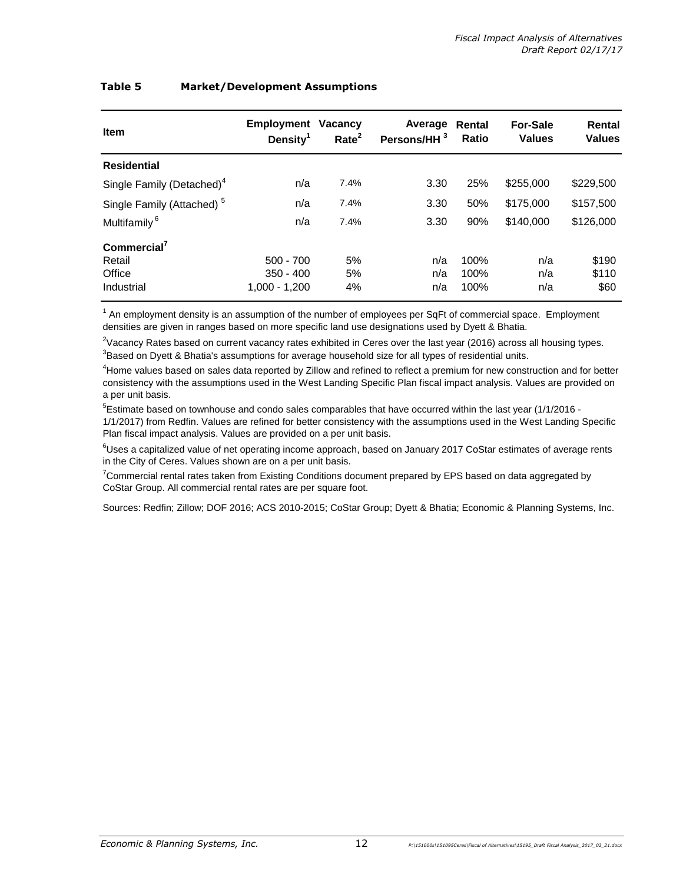**Table 5 Market/Development Assumptions**

| Item | Employment Density[1] | Vacancy Rate[2] | Average Persons/HH [3] | Rental Ratio | For-Sale Values | Rental Values |
|---|---|---|---|---|---|---|
| **Residential** | | | | | | |
| Single Family (Detached)[4] | n/a | 7.4% | 3.30 | 25% | $255,000 | $229,500 |
| Single Family (Attached) [5] | n/a | 7.4% | 3.30 | 50% | $175,000 | $157,500 |
| Multifamily [6] | n/a | 7.4% | 3.30 | 90% | $140,000 | $126,000 |
| **Commercial**[7] | | | | | | |
| Retail | 500 - 700 | 5% | n/a | 100% | n/a | $190 |
| Office | 350 - 400 | 5% | n/a | 100% | n/a | $110 |
| Industrial | 1,000 - 1,200 | 4% | n/a | 100% | n/a | $60 |

[1] An employment density is an assumption of the number of employees per SqFt of commercial space. Employment densities are given in ranges based on more specific land use designations used by Dyett & Bhatia.

[2]Vacancy Rates based on current vacancy rates exhibited in Ceres over the last year (2016) across all housing types.

[3]Based on Dyett & Bhatia's assumptions for average household size for all types of residential units.

[4]Home values based on sales data reported by Zillow and refined to reflect a premium for new construction and for better consistency with the assumptions used in the West Landing Specific Plan fiscal impact analysis. Values are provided on a per unit basis.

[5]Estimate based on townhouse and condo sales comparables that have occurred within the last year (1/1/2016 - 1/1/2017) from Redfin. Values are refined for better consistency with the assumptions used in the West Landing Specific Plan fiscal impact analysis. Values are provided on a per unit basis.

[6]Uses a capitalized value of net operating income approach, based on January 2017 CoStar estimates of average rents in the City of Ceres. Values shown are on a per unit basis.

[7]Commercial rental rates taken from Existing Conditions document prepared by EPS based on data aggregated by CoStar Group. All commercial rental rates are per square foot.

Sources: Redfin; Zillow; DOF 2016; ACS 2010-2015; CoStar Group; Dyett & Bhatia; Economic & Planning Systems, Inc.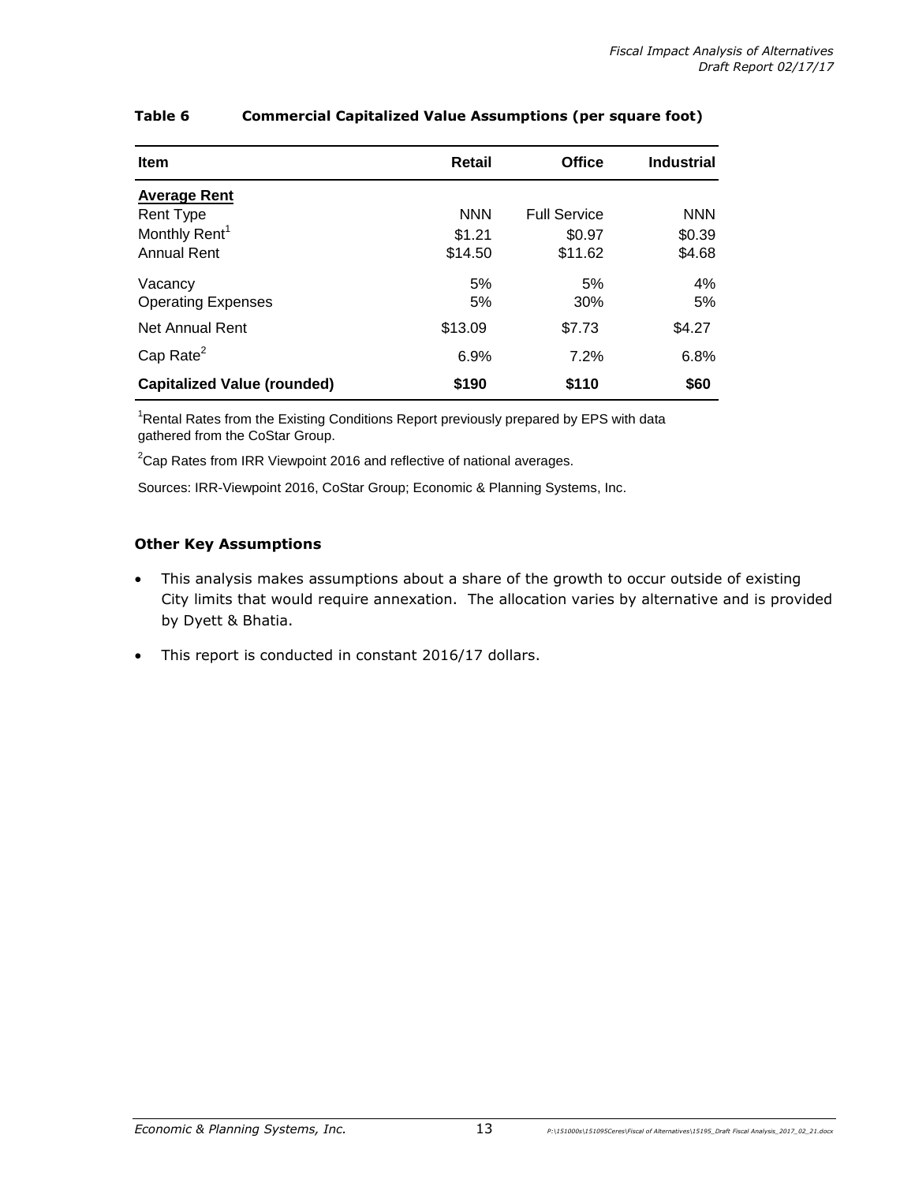**Table 6 Commercial Capitalized Value Assumptions (per square foot)**

| Item | Retail | Office | Industrial |
|---|---|---|---|
| **Average Rent** | | | |
| Rent Type | NNN | Full Service | NNN |
| Monthly Rent[1] | $1.21 | $0.97 | $0.39 |
| Annual Rent | $14.50 | $11.62 | $4.68 |
| Vacancy | 5% | 5% | 4% |
| Operating Expenses | 5% | 30% | 5% |
| Net Annual Rent | $13.09 | $7.73 | $4.27 |
| Cap Rate[2] | 6.9% | 7.2% | 6.8% |
| **Capitalized Value (rounded)** | **$190** | **$110** | **$60** |

[1]Rental Rates from the Existing Conditions Report previously prepared by EPS with data gathered from the CoStar Group.

[2]Cap Rates from IRR Viewpoint 2016 and reflective of national averages.

Sources: IRR-Viewpoint 2016, CoStar Group; Economic & Planning Systems, Inc.

### Other Key Assumptions

- This analysis makes assumptions about a share of the growth to occur outside of existing City limits that would require annexation. The allocation varies by alternative and is provided by Dyett & Bhatia.
- This report is conducted in constant 2016/17 dollars.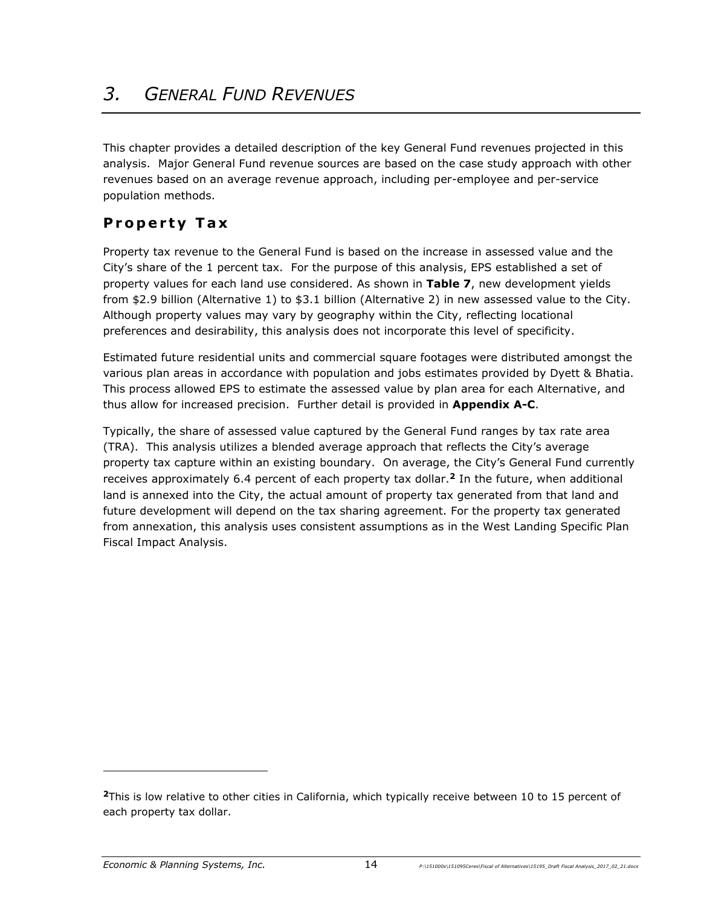# 3. *GENERAL FUND REVENUES*

This chapter provides a detailed description of the key General Fund revenues projected in this analysis. Major General Fund revenue sources are based on the case study approach with other revenues based on an average revenue approach, including per-employee and per-service population methods.

## Property Tax

Property tax revenue to the General Fund is based on the increase in assessed value and the City's share of the 1 percent tax. For the purpose of this analysis, EPS established a set of property values for each land use considered. As shown in **Table 7**, new development yields from $2.9 billion (Alternative 1) to $3.1 billion (Alternative 2) in new assessed value to the City. Although property values may vary by geography within the City, reflecting locational preferences and desirability, this analysis does not incorporate this level of specificity.

Estimated future residential units and commercial square footages were distributed amongst the various plan areas in accordance with population and jobs estimates provided by Dyett & Bhatia. This process allowed EPS to estimate the assessed value by plan area for each Alternative, and thus allow for increased precision. Further detail is provided in **Appendix A-C**.

Typically, the share of assessed value captured by the General Fund ranges by tax rate area (TRA). This analysis utilizes a blended average approach that reflects the City's average property tax capture within an existing boundary. On average, the City's General Fund currently receives approximately 6.4 percent of each property tax dollar.[2] In the future, when additional land is annexed into the City, the actual amount of property tax generated from that land and future development will depend on the tax sharing agreement. For the property tax generated from annexation, this analysis uses consistent assumptions as in the West Landing Specific Plan Fiscal Impact Analysis.

---

[2] This is low relative to other cities in California, which typically receive between 10 to 15 percent of each property tax dollar.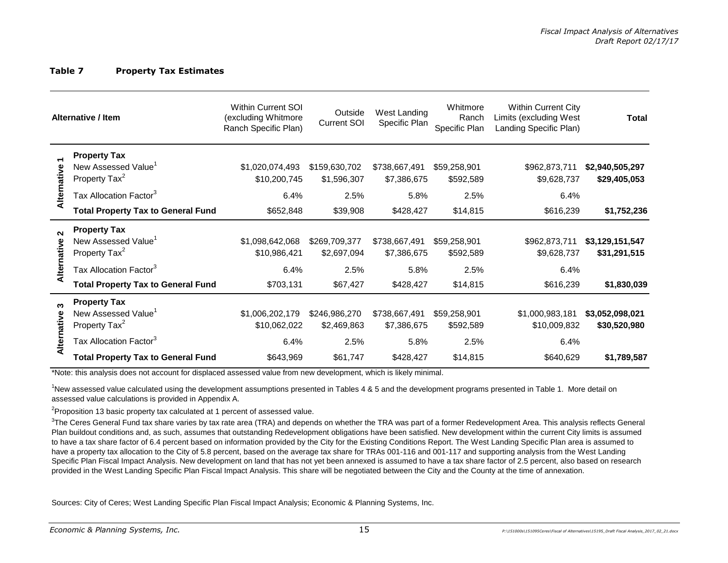**Table 7 Property Tax Estimates**

| Alternative | Item | Within Current SOI (excluding Whitmore Ranch Specific Plan) | Outside Current SOI | West Landing Specific Plan | Whitmore Ranch Specific Plan | Within Current City Limits (excluding West Landing Specific Plan) | Total |
|---|---|---|---|---|---|---|---|
| Alternative 1 | **Property Tax** | | | | | | |
| | New Assessed Value[1] | $1,020,074,493 | $159,630,702 | $738,667,491 | $59,258,901 | $962,873,711 | **$2,940,505,297** |
| | Property Tax[2] | $10,200,745 | $1,596,307 | $7,386,675 | $592,589 | $9,628,737 | **$29,405,053** |
| | Tax Allocation Factor[3] | 6.4% | 2.5% | 5.8% | 2.5% | 6.4% | |
| | **Total Property Tax to General Fund** | $652,848 | $39,908 | $428,427 | $14,815 | $616,239 | **$1,752,236** |
| Alternative 2 | **Property Tax** | | | | | | |
| | New Assessed Value[1] | $1,098,642,068 | $269,709,377 | $738,667,491 | $59,258,901 | $962,873,711 | **$3,129,151,547** |
| | Property Tax[2] | $10,986,421 | $2,697,094 | $7,386,675 | $592,589 | $9,628,737 | **$31,291,515** |
| | Tax Allocation Factor[3] | 6.4% | 2.5% | 5.8% | 2.5% | 6.4% | |
| | **Total Property Tax to General Fund** | $703,131 | $67,427 | $428,427 | $14,815 | $616,239 | **$1,830,039** |
| Alternative 3 | **Property Tax** | | | | | | |
| | New Assessed Value[1] | $1,006,202,179 | $246,986,270 | $738,667,491 | $59,258,901 | $1,000,983,181 | **$3,052,098,021** |
| | Property Tax[2] | $10,062,022 | $2,469,863 | $7,386,675 | $592,589 | $10,009,832 | **$30,520,980** |
| | Tax Allocation Factor[3] | 6.4% | 2.5% | 5.8% | 2.5% | 6.4% | |
| | **Total Property Tax to General Fund** | $643,969 | $61,747 | $428,427 | $14,815 | $640,629 | **$1,789,587** |

*Note: this analysis does not account for displaced assessed value from new development, which is likely minimal.

[1]New assessed value calculated using the development assumptions presented in Tables 4 & 5 and the development programs presented in Table 1. More detail on assessed value calculations is provided in Appendix A.

[2]Proposition 13 basic property tax calculated at 1 percent of assessed value.

[3]The Ceres General Fund tax share varies by tax rate area (TRA) and depends on whether the TRA was part of a former Redevelopment Area. This analysis reflects General Plan buildout conditions and, as such, assumes that outstanding Redevelopment obligations have been satisfied. New development within the current City limits is assumed to have a tax share factor of 6.4 percent based on information provided by the City for the Existing Conditions Report. The West Landing Specific Plan area is assumed to have a property tax allocation to the City of 5.8 percent, based on the average tax share for TRAs 001-116 and 001-117 and supporting analysis from the West Landing Specific Plan Fiscal Impact Analysis. New development on land that has not yet been annexed is assumed to have a tax share factor of 2.5 percent, also based on research provided in the West Landing Specific Plan Fiscal Impact Analysis. This share will be negotiated between the City and the County at the time of annexation.

Sources: City of Ceres; West Landing Specific Plan Fiscal Impact Analysis; Economic & Planning Systems, Inc.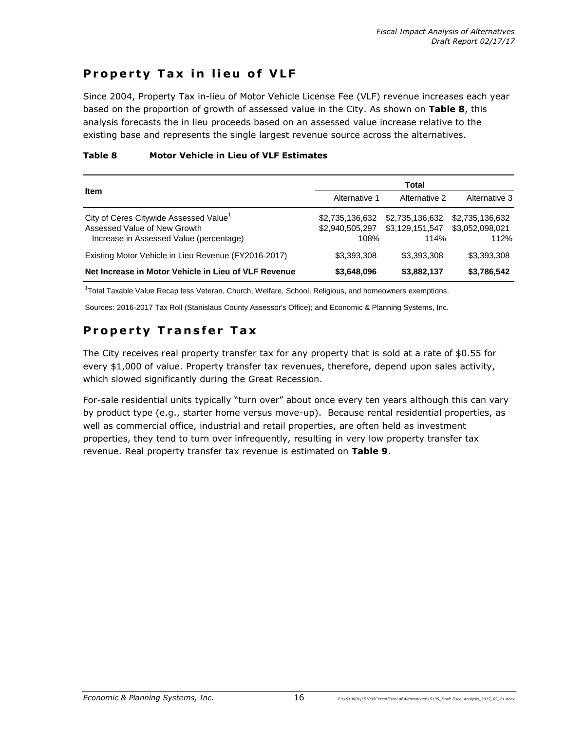## Property Tax in lieu of VLF

Since 2004, Property Tax in-lieu of Motor Vehicle License Fee (VLF) revenue increases each year based on the proportion of growth of assessed value in the City. As shown on **Table 8**, this analysis forecasts the in lieu proceeds based on an assessed value increase relative to the existing base and represents the single largest revenue source across the alternatives.

**Table 8 Motor Vehicle in Lieu of VLF Estimates**

| Item | Total | | |
|---|---|---|---|
| | Alternative 1 | Alternative 2 | Alternative 3 |
| City of Ceres Citywide Assessed Value[1] | $2,735,136,632 | $2,735,136,632 | $2,735,136,632 |
| Assessed Value of New Growth | $2,940,505,297 | $3,129,151,547 | $3,052,098,021 |
| Increase in Assessed Value (percentage) | 108% | 114% | 112% |
| Existing Motor Vehicle in Lieu Revenue (FY2016-2017) | $3,393,308 | $3,393,308 | $3,393,308 |
| **Net Increase in Motor Vehicle in Lieu of VLF Revenue** | **$3,648,096** | **$3,882,137** | **$3,786,542** |

[1]Total Taxable Value Recap less Veteran, Church, Welfare, School, Religious, and homeowners exemptions.

Sources: 2016-2017 Tax Roll (Stanislaus County Assessor's Office); and Economic & Planning Systems, Inc.

## Property Transfer Tax

The City receives real property transfer tax for any property that is sold at a rate of $0.55 for every $1,000 of value. Property transfer tax revenues, therefore, depend upon sales activity, which slowed significantly during the Great Recession.

For-sale residential units typically "turn over" about once every ten years although this can vary by product type (e.g., starter home versus move-up). Because rental residential properties, as well as commercial office, industrial and retail properties, are often held as investment properties, they tend to turn over infrequently, resulting in very low property transfer tax revenue. Real property transfer tax revenue is estimated on **Table 9**.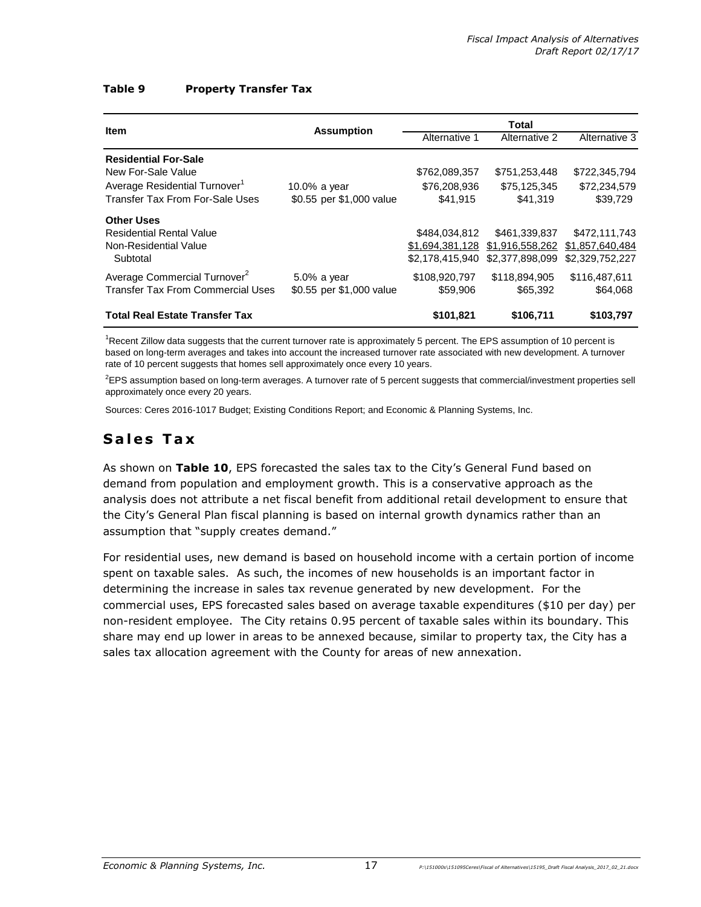**Table 9 Property Transfer Tax**

| Item | Assumption | Total | | |
|---|---|---|---|---|
| | | Alternative 1 | Alternative 2 | Alternative 3 |
| **Residential For-Sale** | | | | |
| New For-Sale Value | | \$762,089,357 | \$751,253,448 | \$722,345,794 |
| Average Residential Turnover[1] | 10.0% a year | \$76,208,936 | \$75,125,345 | \$72,234,579 |
| Transfer Tax From For-Sale Uses | \$0.55 per \$1,000 value | \$41,915 | \$41,319 | \$39,729 |
| **Other Uses** | | | | |
| Residential Rental Value | | \$484,034,812 | \$461,339,837 | \$472,111,743 |
| Non-Residential Value | | \$1,694,381,128 | \$1,916,558,262 | \$1,857,640,484 |
| Subtotal | | \$2,178,415,940 | \$2,377,898,099 | \$2,329,752,227 |
| Average Commercial Turnover[2] | 5.0% a year | \$108,920,797 | \$118,894,905 | \$116,487,611 |
| Transfer Tax From Commercial Uses | \$0.55 per \$1,000 value | \$59,906 | \$65,392 | \$64,068 |
| **Total Real Estate Transfer Tax** | | **\$101,821** | **\$106,711** | **\$103,797** |

[1]Recent Zillow data suggests that the current turnover rate is approximately 5 percent. The EPS assumption of 10 percent is based on long-term averages and takes into account the increased turnover rate associated with new development. A turnover rate of 10 percent suggests that homes sell approximately once every 10 years.

[2]EPS assumption based on long-term averages. A turnover rate of 5 percent suggests that commercial/investment properties sell approximately once every 20 years.

Sources: Ceres 2016-1017 Budget; Existing Conditions Report; and Economic & Planning Systems, Inc.

## Sales Tax

As shown on **Table 10**, EPS forecasted the sales tax to the City's General Fund based on demand from population and employment growth. This is a conservative approach as the analysis does not attribute a net fiscal benefit from additional retail development to ensure that the City's General Plan fiscal planning is based on internal growth dynamics rather than an assumption that "supply creates demand."

For residential uses, new demand is based on household income with a certain portion of income spent on taxable sales. As such, the incomes of new households is an important factor in determining the increase in sales tax revenue generated by new development. For the commercial uses, EPS forecasted sales based on average taxable expenditures (\$10 per day) per non-resident employee. The City retains 0.95 percent of taxable sales within its boundary. This share may end up lower in areas to be annexed because, similar to property tax, the City has a sales tax allocation agreement with the County for areas of new annexation.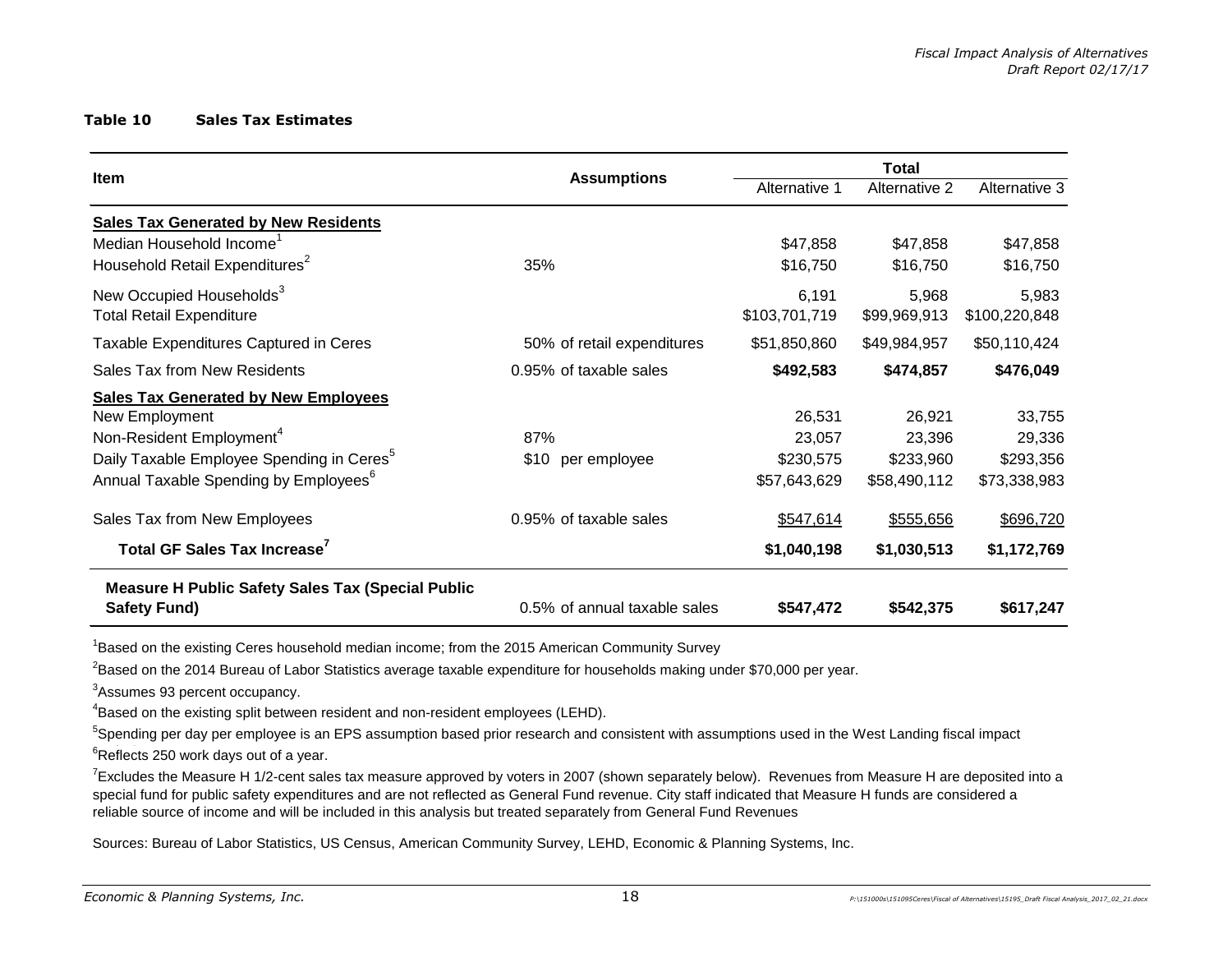**Table 10 Sales Tax Estimates**

| Item | Assumptions | Total | | |
|---|---|---|---|---|
| | | Alternative 1 | Alternative 2 | Alternative 3 |
| **Sales Tax Generated by New Residents** | | | | |
| Median Household Income[1] | | $47,858 | $47,858 | $47,858 |
| Household Retail Expenditures[2] | 35% | $16,750 | $16,750 | $16,750 |
| New Occupied Households[3] | | 6,191 | 5,968 | 5,983 |
| Total Retail Expenditure | | $103,701,719 | $99,969,913 | $100,220,848 |
| Taxable Expenditures Captured in Ceres | 50% of retail expenditures | $51,850,860 | $49,984,957 | $50,110,424 |
| Sales Tax from New Residents | 0.95% of taxable sales | **$492,583** | **$474,857** | **$476,049** |
| **Sales Tax Generated by New Employees** | | | | |
| New Employment | | 26,531 | 26,921 | 33,755 |
| Non-Resident Employment[4] | 87% | 23,057 | 23,396 | 29,336 |
| Daily Taxable Employee Spending in Ceres[5] | $10 per employee | $230,575 | $233,960 | $293,356 |
| Annual Taxable Spending by Employees[6] | | $57,643,629 | $58,490,112 | $73,338,983 |
| Sales Tax from New Employees | 0.95% of taxable sales | $547,614 | $555,656 | $696,720 |
| **Total GF Sales Tax Increase[7]** | | **$1,040,198** | **$1,030,513** | **$1,172,769** |
| **Measure H Public Safety Sales Tax (Special Public Safety Fund)** | 0.5% of annual taxable sales | **$547,472** | **$542,375** | **$617,247** |

[1]Based on the existing Ceres household median income; from the 2015 American Community Survey

[2]Based on the 2014 Bureau of Labor Statistics average taxable expenditure for households making under $70,000 per year.

[3]Assumes 93 percent occupancy.

[4]Based on the existing split between resident and non-resident employees (LEHD).

[5]Spending per day per employee is an EPS assumption based prior research and consistent with assumptions used in the West Landing fiscal impact

[6]Reflects 250 work days out of a year.

[7]Excludes the Measure H 1/2-cent sales tax measure approved by voters in 2007 (shown separately below). Revenues from Measure H are deposited into a special fund for public safety expenditures and are not reflected as General Fund revenue. City staff indicated that Measure H funds are considered a reliable source of income and will be included in this analysis but treated separately from General Fund Revenues

Sources: Bureau of Labor Statistics, US Census, American Community Survey, LEHD, Economic & Planning Systems, Inc.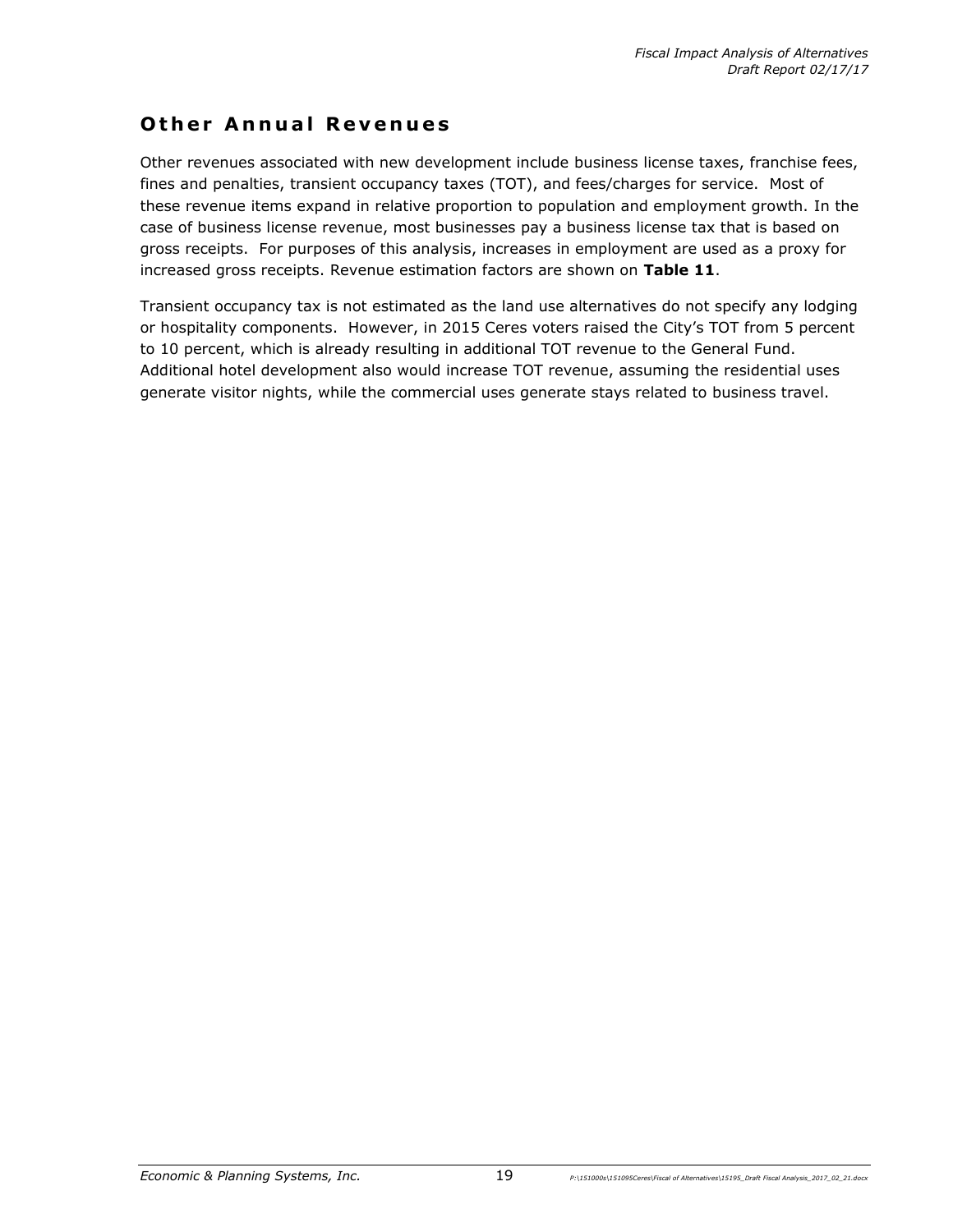## Other Annual Revenues

Other revenues associated with new development include business license taxes, franchise fees, fines and penalties, transient occupancy taxes (TOT), and fees/charges for service. Most of these revenue items expand in relative proportion to population and employment growth. In the case of business license revenue, most businesses pay a business license tax that is based on gross receipts. For purposes of this analysis, increases in employment are used as a proxy for increased gross receipts. Revenue estimation factors are shown on **Table 11**.

Transient occupancy tax is not estimated as the land use alternatives do not specify any lodging or hospitality components. However, in 2015 Ceres voters raised the City's TOT from 5 percent to 10 percent, which is already resulting in additional TOT revenue to the General Fund. Additional hotel development also would increase TOT revenue, assuming the residential uses generate visitor nights, while the commercial uses generate stays related to business travel.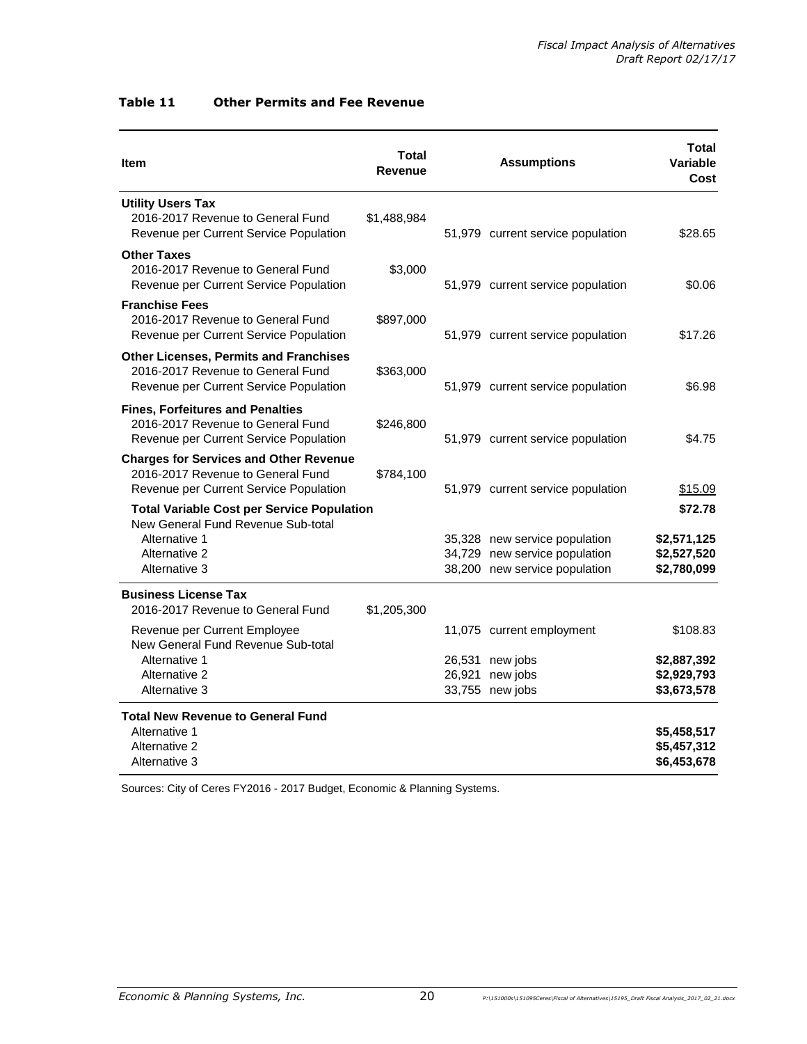**Table 11 Other Permits and Fee Revenue**

| Item | Total Revenue | Assumptions | Total Variable Cost |
|---|---|---|---|
| **Utility Users Tax** | | | |
| 2016-2017 Revenue to General Fund | $1,488,984 | | |
| Revenue per Current Service Population | | 51,979 current service population | $28.65 |
| **Other Taxes** | | | |
| 2016-2017 Revenue to General Fund | $3,000 | | |
| Revenue per Current Service Population | | 51,979 current service population | $0.06 |
| **Franchise Fees** | | | |
| 2016-2017 Revenue to General Fund | $897,000 | | |
| Revenue per Current Service Population | | 51,979 current service population | $17.26 |
| **Other Licenses, Permits and Franchises** | | | |
| 2016-2017 Revenue to General Fund | $363,000 | | |
| Revenue per Current Service Population | | 51,979 current service population | $6.98 |
| **Fines, Forfeitures and Penalties** | | | |
| 2016-2017 Revenue to General Fund | $246,800 | | |
| Revenue per Current Service Population | | 51,979 current service population | $4.75 |
| **Charges for Services and Other Revenue** | | | |
| 2016-2017 Revenue to General Fund | $784,100 | | |
| Revenue per Current Service Population | | 51,979 current service population | $15.09 |
| **Total Variable Cost per Service Population** | | | **$72.78** |
| New General Fund Revenue Sub-total | | | |
| Alternative 1 | | 35,328 new service population | **$2,571,125** |
| Alternative 2 | | 34,729 new service population | **$2,527,520** |
| Alternative 3 | | 38,200 new service population | **$2,780,099** |
| **Business License Tax** | | | |
| 2016-2017 Revenue to General Fund | $1,205,300 | | |
| Revenue per Current Employee | | 11,075 current employment | $108.83 |
| New General Fund Revenue Sub-total | | | |
| Alternative 1 | | 26,531 new jobs | **$2,887,392** |
| Alternative 2 | | 26,921 new jobs | **$2,929,793** |
| Alternative 3 | | 33,755 new jobs | **$3,673,578** |
| **Total New Revenue to General Fund** | | | |
| Alternative 1 | | | **$5,458,517** |
| Alternative 2 | | | **$5,457,312** |
| Alternative 3 | | | **$6,453,678** |

Sources: City of Ceres FY2016 - 2017 Budget, Economic & Planning Systems.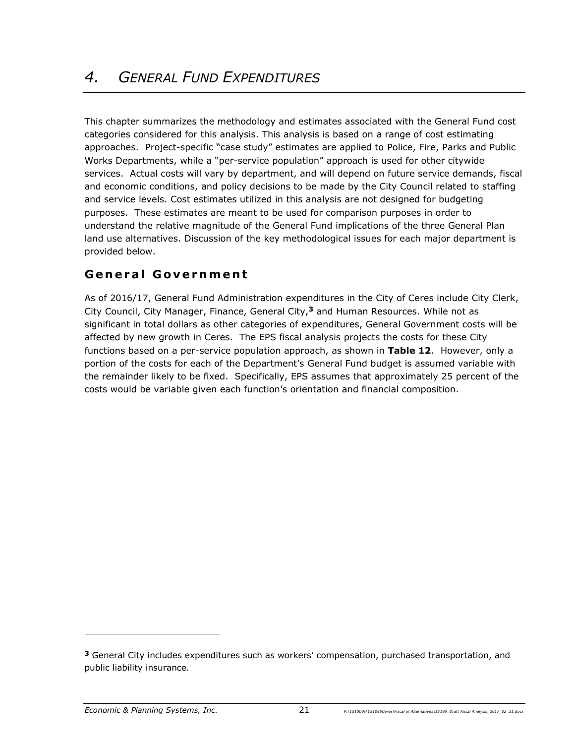# 4. *General Fund Expenditures*

This chapter summarizes the methodology and estimates associated with the General Fund cost categories considered for this analysis. This analysis is based on a range of cost estimating approaches. Project-specific "case study" estimates are applied to Police, Fire, Parks and Public Works Departments, while a "per-service population" approach is used for other citywide services. Actual costs will vary by department, and will depend on future service demands, fiscal and economic conditions, and policy decisions to be made by the City Council related to staffing and service levels. Cost estimates utilized in this analysis are not designed for budgeting purposes. These estimates are meant to be used for comparison purposes in order to understand the relative magnitude of the General Fund implications of the three General Plan land use alternatives. Discussion of the key methodological issues for each major department is provided below.

## General Government

As of 2016/17, General Fund Administration expenditures in the City of Ceres include City Clerk, City Council, City Manager, Finance, General City,[3] and Human Resources. While not as significant in total dollars as other categories of expenditures, General Government costs will be affected by new growth in Ceres. The EPS fiscal analysis projects the costs for these City functions based on a per-service population approach, as shown in **Table 12**. However, only a portion of the costs for each of the Department's General Fund budget is assumed variable with the remainder likely to be fixed. Specifically, EPS assumes that approximately 25 percent of the costs would be variable given each function's orientation and financial composition.

---

[3] General City includes expenditures such as workers' compensation, purchased transportation, and public liability insurance.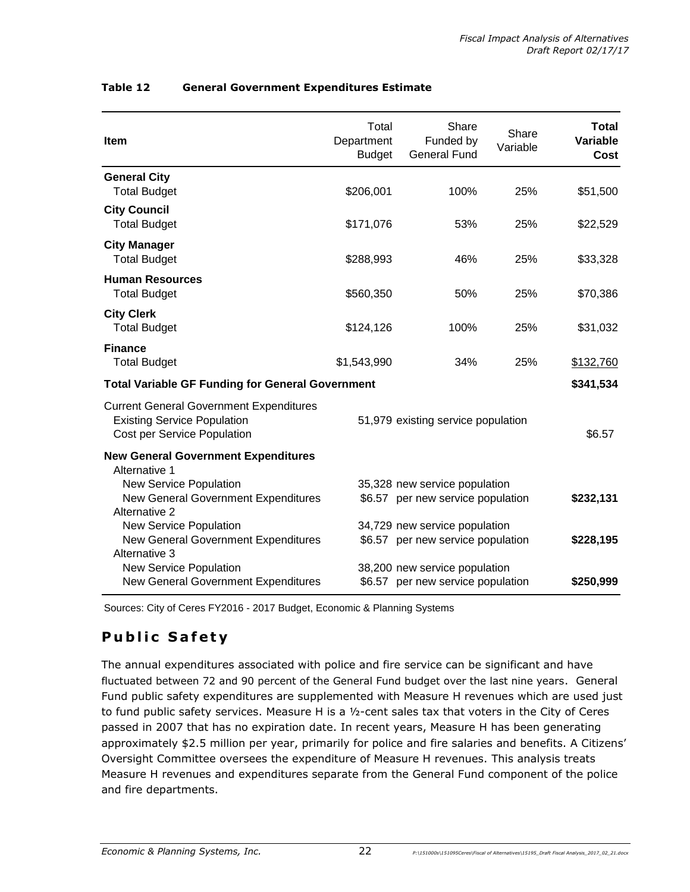**Table 12 General Government Expenditures Estimate**

| Item | Total Department Budget | Share Funded by General Fund | Share Variable | **Total Variable Cost** |
|---|---|---|---|---|
| **General City** | | | | |
| Total Budget | $206,001 | 100% | 25% | $51,500 |
| **City Council** | | | | |
| Total Budget | $171,076 | 53% | 25% | $22,529 |
| **City Manager** | | | | |
| Total Budget | $288,993 | 46% | 25% | $33,328 |
| **Human Resources** | | | | |
| Total Budget | $560,350 | 50% | 25% | $70,386 |
| **City Clerk** | | | | |
| Total Budget | $124,126 | 100% | 25% | $31,032 |
| **Finance** | | | | |
| Total Budget | $1,543,990 | 34% | 25% | $132,760 |
| **Total Variable GF Funding for General Government** | | | | **$341,534** |
| Current General Government Expenditures | | | | |
| Existing Service Population | 51,979 existing service population | | | |
| Cost per Service Population | | | | $6.57 |
| **New General Government Expenditures** | | | | |
| Alternative 1 | | | | |
| New Service Population | 35,328 new service population | | | |
| New General Government Expenditures | $6.57 per new service population | | | **$232,131** |
| Alternative 2 | | | | |
| New Service Population | 34,729 new service population | | | |
| New General Government Expenditures | $6.57 per new service population | | | **$228,195** |
| Alternative 3 | | | | |
| New Service Population | 38,200 new service population | | | |
| New General Government Expenditures | $6.57 per new service population | | | **$250,999** |

Sources: City of Ceres FY2016 - 2017 Budget, Economic & Planning Systems

## Public Safety

The annual expenditures associated with police and fire service can be significant and have fluctuated between 72 and 90 percent of the General Fund budget over the last nine years. General Fund public safety expenditures are supplemented with Measure H revenues which are used just to fund public safety services. Measure H is a ½-cent sales tax that voters in the City of Ceres passed in 2007 that has no expiration date. In recent years, Measure H has been generating approximately $2.5 million per year, primarily for police and fire salaries and benefits. A Citizens' Oversight Committee oversees the expenditure of Measure H revenues. This analysis treats Measure H revenues and expenditures separate from the General Fund component of the police and fire departments.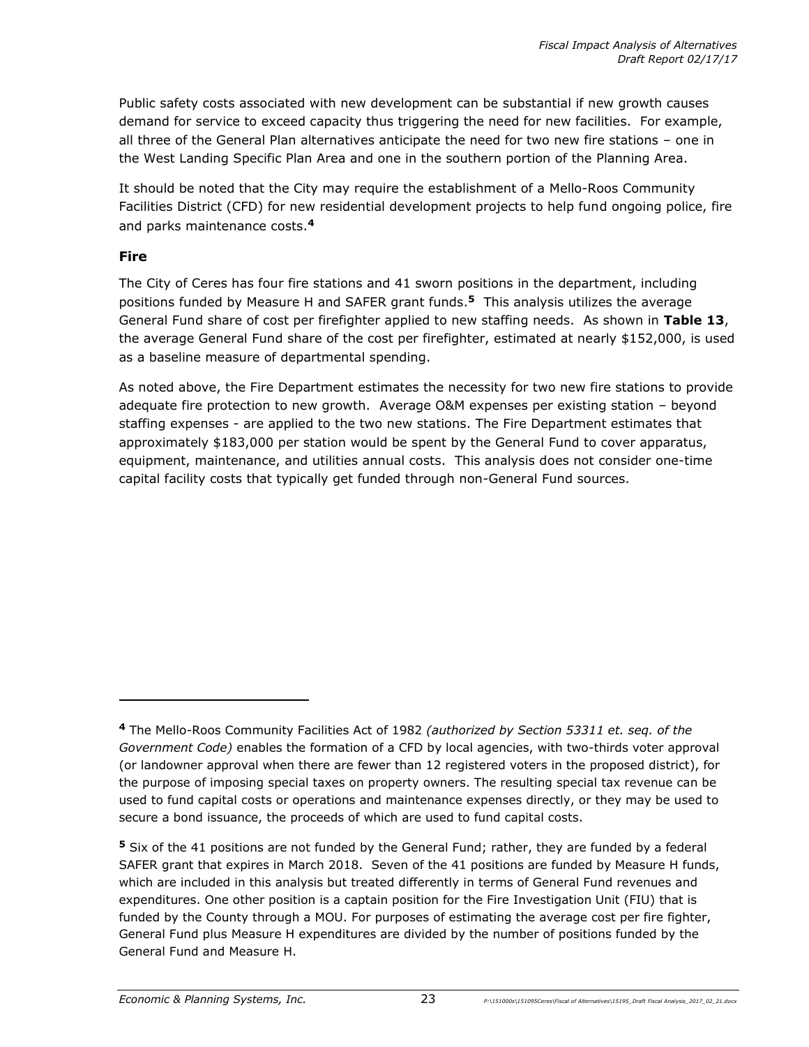Public safety costs associated with new development can be substantial if new growth causes demand for service to exceed capacity thus triggering the need for new facilities. For example, all three of the General Plan alternatives anticipate the need for two new fire stations – one in the West Landing Specific Plan Area and one in the southern portion of the Planning Area.

It should be noted that the City may require the establishment of a Mello-Roos Community Facilities District (CFD) for new residential development projects to help fund ongoing police, fire and parks maintenance costs.[4]

### Fire

The City of Ceres has four fire stations and 41 sworn positions in the department, including positions funded by Measure H and SAFER grant funds.[5] This analysis utilizes the average General Fund share of cost per firefighter applied to new staffing needs. As shown in **Table 13**, the average General Fund share of the cost per firefighter, estimated at nearly $152,000, is used as a baseline measure of departmental spending.

As noted above, the Fire Department estimates the necessity for two new fire stations to provide adequate fire protection to new growth. Average O&M expenses per existing station – beyond staffing expenses - are applied to the two new stations. The Fire Department estimates that approximately $183,000 per station would be spent by the General Fund to cover apparatus, equipment, maintenance, and utilities annual costs. This analysis does not consider one-time capital facility costs that typically get funded through non-General Fund sources.

---

[4] The Mello-Roos Community Facilities Act of 1982 *(authorized by Section 53311 et. seq. of the Government Code)* enables the formation of a CFD by local agencies, with two-thirds voter approval (or landowner approval when there are fewer than 12 registered voters in the proposed district), for the purpose of imposing special taxes on property owners. The resulting special tax revenue can be used to fund capital costs or operations and maintenance expenses directly, or they may be used to secure a bond issuance, the proceeds of which are used to fund capital costs.

[5] Six of the 41 positions are not funded by the General Fund; rather, they are funded by a federal SAFER grant that expires in March 2018. Seven of the 41 positions are funded by Measure H funds, which are included in this analysis but treated differently in terms of General Fund revenues and expenditures. One other position is a captain position for the Fire Investigation Unit (FIU) that is funded by the County through a MOU. For purposes of estimating the average cost per fire fighter, General Fund plus Measure H expenditures are divided by the number of positions funded by the General Fund and Measure H.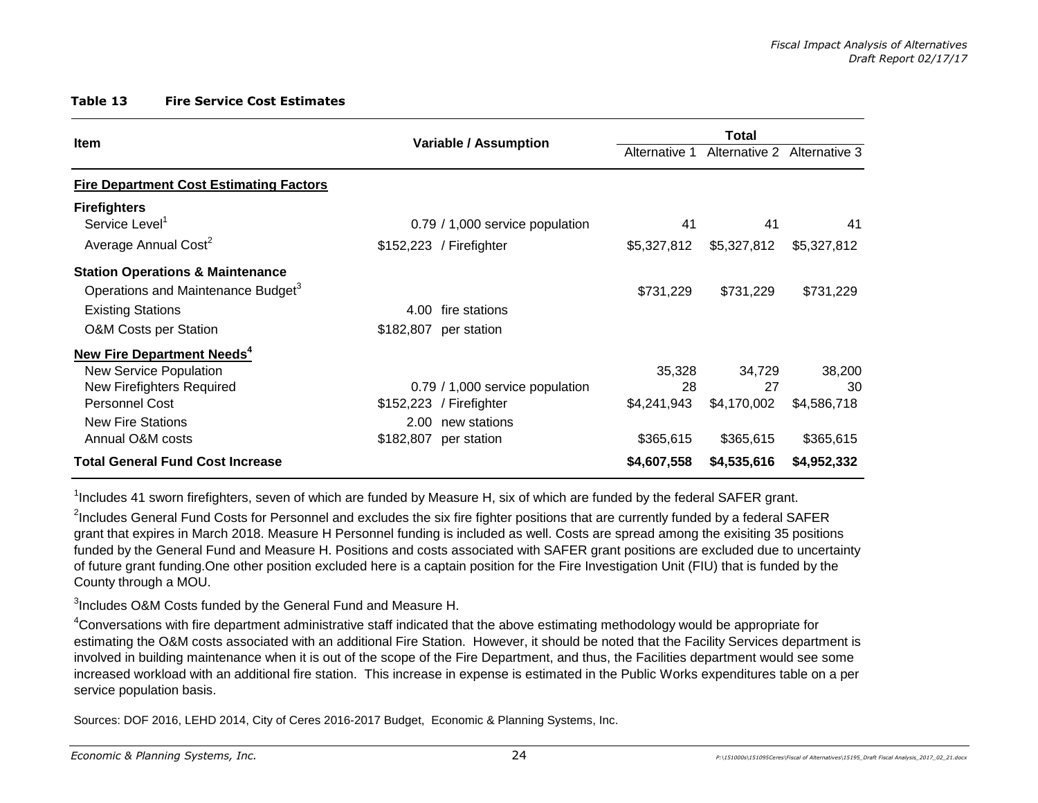**Table 13 Fire Service Cost Estimates**

| Item | Variable / Assumption | | Total | | |
|---|---|---|---|---|---|
| | | | Alternative 1 | Alternative 2 | Alternative 3 |
| **<u>Fire Department Cost Estimating Factors</u>** | | | | | |
| **Firefighters** | | | | | |
| Service Level[1] | 0.79 | / 1,000 service population | 41 | 41 | 41 |
| Average Annual Cost[2] | $152,223 | / Firefighter | $5,327,812 | $5,327,812 | $5,327,812 |
| **Station Operations & Maintenance** | | | | | |
| Operations and Maintenance Budget[3] | | | $731,229 | $731,229 | $731,229 |
| Existing Stations | 4.00 | fire stations | | | |
| O&M Costs per Station | $182,807 | per station | | | |
| **<u>New Fire Department Needs[4]</u>** | | | | | |
| New Service Population | | | 35,328 | 34,729 | 38,200 |
| New Firefighters Required | 0.79 | / 1,000 service population | 28 | 27 | 30 |
| Personnel Cost | $152,223 | / Firefighter | $4,241,943 | $4,170,002 | $4,586,718 |
| New Fire Stations | 2.00 | new stations | | | |
| Annual O&M costs | $182,807 | per station | $365,615 | $365,615 | $365,615 |
| **Total General Fund Cost Increase** | | | **$4,607,558** | **$4,535,616** | **$4,952,332** |

[1]Includes 41 sworn firefighters, seven of which are funded by Measure H, six of which are funded by the federal SAFER grant.

[2]Includes General Fund Costs for Personnel and excludes the six fire fighter positions that are currently funded by a federal SAFER grant that expires in March 2018. Measure H Personnel funding is included as well. Costs are spread among the exisiting 35 positions funded by the General Fund and Measure H. Positions and costs associated with SAFER grant positions are excluded due to uncertainty of future grant funding.One other position excluded here is a captain position for the Fire Investigation Unit (FIU) that is funded by the County through a MOU.

[3]Includes O&M Costs funded by the General Fund and Measure H.

[4]Conversations with fire department administrative staff indicated that the above estimating methodology would be appropriate for estimating the O&M costs associated with an additional Fire Station. However, it should be noted that the Facility Services department is involved in building maintenance when it is out of the scope of the Fire Department, and thus, the Facilities department would see some increased workload with an additional fire station. This increase in expense is estimated in the Public Works expenditures table on a per service population basis.

Sources: DOF 2016, LEHD 2014, City of Ceres 2016-2017 Budget, Economic & Planning Systems, Inc.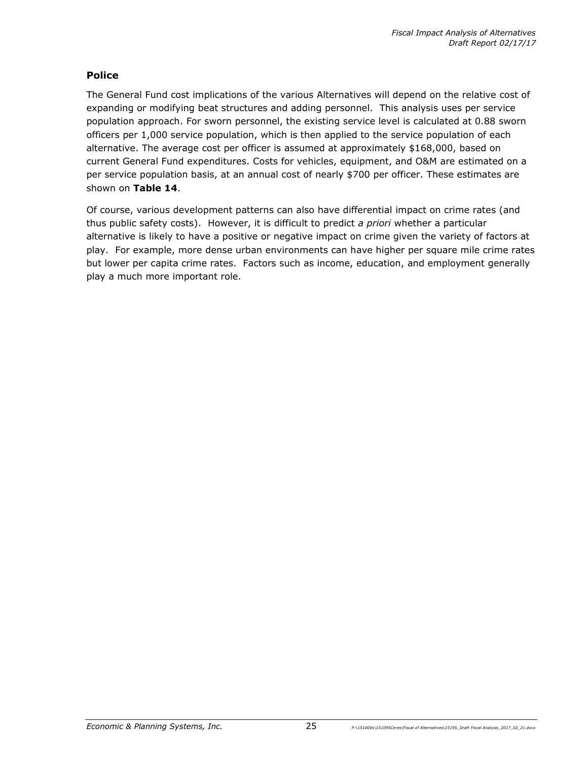## Police

The General Fund cost implications of the various Alternatives will depend on the relative cost of expanding or modifying beat structures and adding personnel. This analysis uses per service population approach. For sworn personnel, the existing service level is calculated at 0.88 sworn officers per 1,000 service population, which is then applied to the service population of each alternative. The average cost per officer is assumed at approximately $168,000, based on current General Fund expenditures. Costs for vehicles, equipment, and O&M are estimated on a per service population basis, at an annual cost of nearly $700 per officer. These estimates are shown on **Table 14**.

Of course, various development patterns can also have differential impact on crime rates (and thus public safety costs). However, it is difficult to predict *a priori* whether a particular alternative is likely to have a positive or negative impact on crime given the variety of factors at play. For example, more dense urban environments can have higher per square mile crime rates but lower per capita crime rates. Factors such as income, education, and employment generally play a much more important role.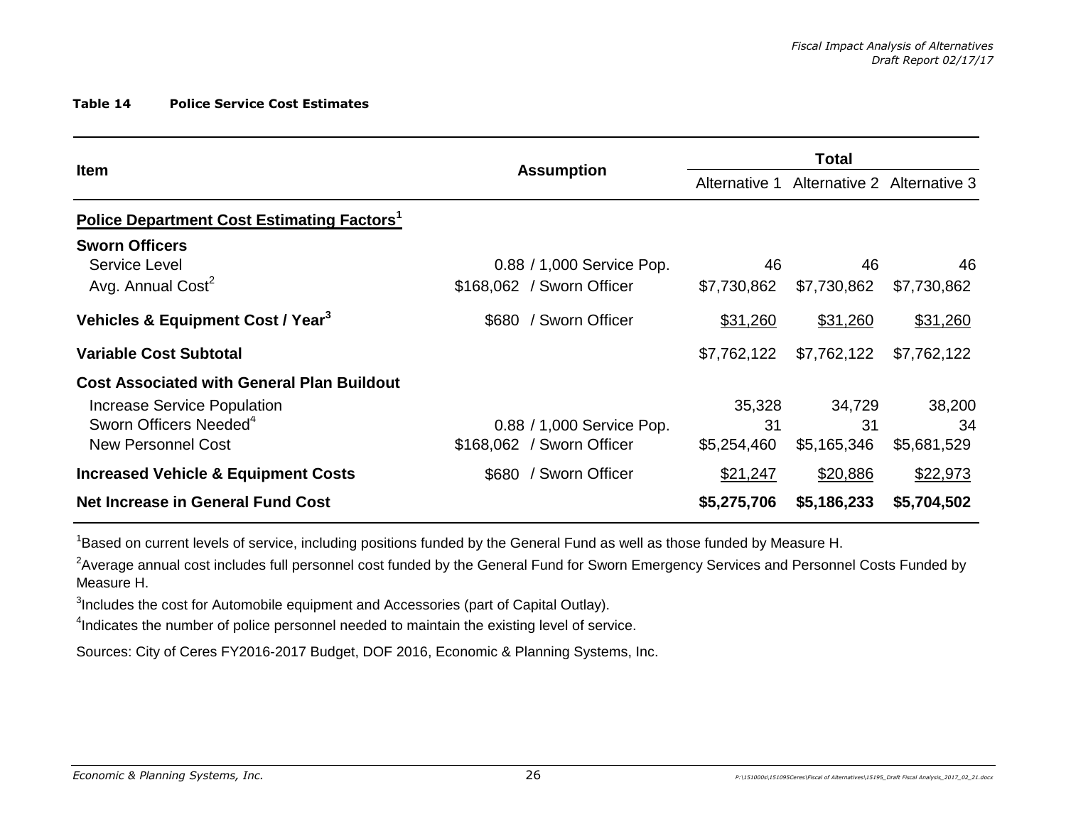**Table 14 Police Service Cost Estimates**

| Item | Assumption | Total | | |
|---|---|---|---|---|
| | | Alternative 1 | Alternative 2 | Alternative 3 |
| **Police Department Cost Estimating Factors[1]** | | | | |
| **Sworn Officers** | | | | |
| Service Level | 0.88 / 1,000 Service Pop. | 46 | 46 | 46 |
| Avg. Annual Cost[2] | $168,062 / Sworn Officer | $7,730,862 | $7,730,862 | $7,730,862 |
| **Vehicles & Equipment Cost / Year[3]** | $680 / Sworn Officer | $31,260 | $31,260 | $31,260 |
| **Variable Cost Subtotal** | | $7,762,122 | $7,762,122 | $7,762,122 |
| **Cost Associated with General Plan Buildout** | | | | |
| Increase Service Population | | 35,328 | 34,729 | 38,200 |
| Sworn Officers Needed[4] | 0.88 / 1,000 Service Pop. | 31 | 31 | 34 |
| New Personnel Cost | $168,062 / Sworn Officer | $5,254,460 | $5,165,346 | $5,681,529 |
| **Increased Vehicle & Equipment Costs** | $680 / Sworn Officer | $21,247 | $20,886 | $22,973 |
| **Net Increase in General Fund Cost** | | **$5,275,706** | **$5,186,233** | **$5,704,502** |

[1]Based on current levels of service, including positions funded by the General Fund as well as those funded by Measure H.

[2]Average annual cost includes full personnel cost funded by the General Fund for Sworn Emergency Services and Personnel Costs Funded by Measure H.

[3]Includes the cost for Automobile equipment and Accessories (part of Capital Outlay).

[4]Indicates the number of police personnel needed to maintain the existing level of service.

Sources: City of Ceres FY2016-2017 Budget, DOF 2016, Economic & Planning Systems, Inc.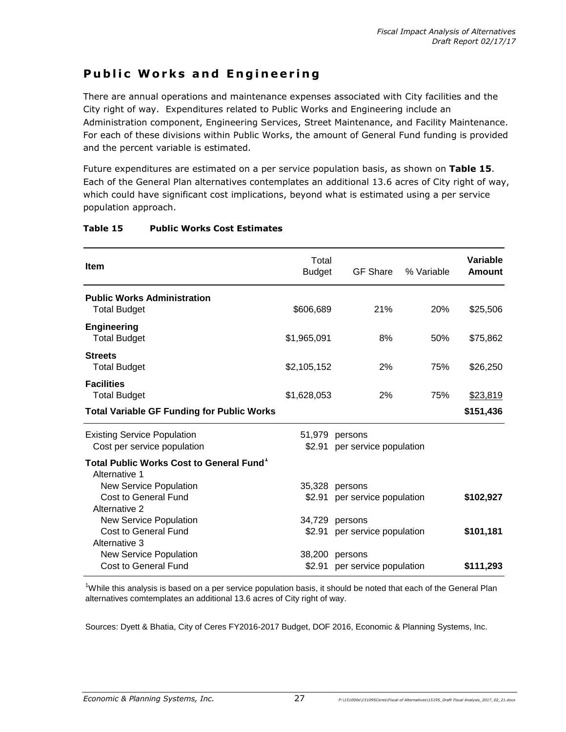## Public Works and Engineering

There are annual operations and maintenance expenses associated with City facilities and the City right of way. Expenditures related to Public Works and Engineering include an Administration component, Engineering Services, Street Maintenance, and Facility Maintenance. For each of these divisions within Public Works, the amount of General Fund funding is provided and the percent variable is estimated.

Future expenditures are estimated on a per service population basis, as shown on **Table 15**. Each of the General Plan alternatives contemplates an additional 13.6 acres of City right of way, which could have significant cost implications, beyond what is estimated using a per service population approach.

**Table 15 Public Works Cost Estimates**

| Item | Total Budget | GF Share | % Variable | Variable Amount |
|---|---|---|---|---|
| **Public Works Administration** | | | | |
| Total Budget | $606,689 | 21% | 20% | $25,506 |
| **Engineering** | | | | |
| Total Budget | $1,965,091 | 8% | 50% | $75,862 |
| **Streets** | | | | |
| Total Budget | $2,105,152 | 2% | 75% | $26,250 |
| **Facilities** | | | | |
| Total Budget | $1,628,053 | 2% | 75% | $23,819 |
| **Total Variable GF Funding for Public Works** | | | | **$151,436** |
| Existing Service Population | 51,979 | persons | | |
| Cost per service population | $2.91 | per service population | | |
| **Total Public Works Cost to General Fund[1]** | | | | |
| Alternative 1 | | | | |
| New Service Population | 35,328 | persons | | |
| Cost to General Fund | $2.91 | per service population | | **$102,927** |
| Alternative 2 | | | | |
| New Service Population | 34,729 | persons | | |
| Cost to General Fund | $2.91 | per service population | | **$101,181** |
| Alternative 3 | | | | |
| New Service Population | 38,200 | persons | | |
| Cost to General Fund | $2.91 | per service population | | **$111,293** |

[1]While this analysis is based on a per service population basis, it should be noted that each of the General Plan alternatives comtemplates an additional 13.6 acres of City right of way.

Sources: Dyett & Bhatia, City of Ceres FY2016-2017 Budget, DOF 2016, Economic & Planning Systems, Inc.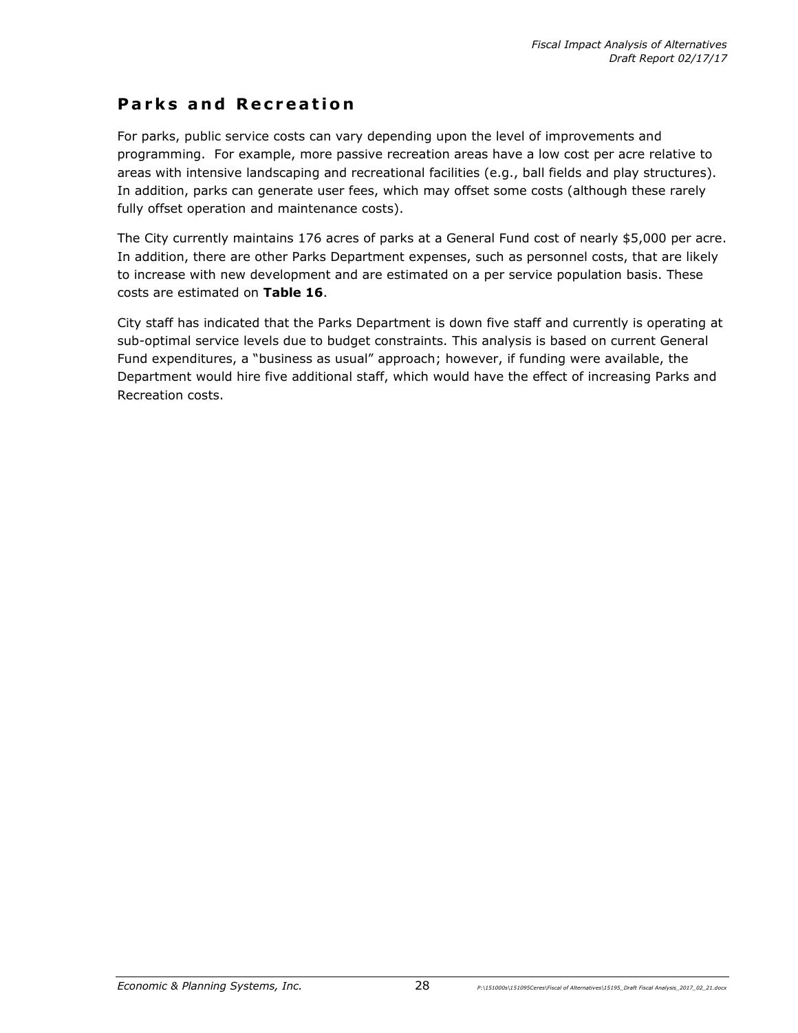## Parks and Recreation

For parks, public service costs can vary depending upon the level of improvements and programming. For example, more passive recreation areas have a low cost per acre relative to areas with intensive landscaping and recreational facilities (e.g., ball fields and play structures). In addition, parks can generate user fees, which may offset some costs (although these rarely fully offset operation and maintenance costs).

The City currently maintains 176 acres of parks at a General Fund cost of nearly $5,000 per acre. In addition, there are other Parks Department expenses, such as personnel costs, that are likely to increase with new development and are estimated on a per service population basis. These costs are estimated on **Table 16**.

City staff has indicated that the Parks Department is down five staff and currently is operating at sub-optimal service levels due to budget constraints. This analysis is based on current General Fund expenditures, a "business as usual" approach; however, if funding were available, the Department would hire five additional staff, which would have the effect of increasing Parks and Recreation costs.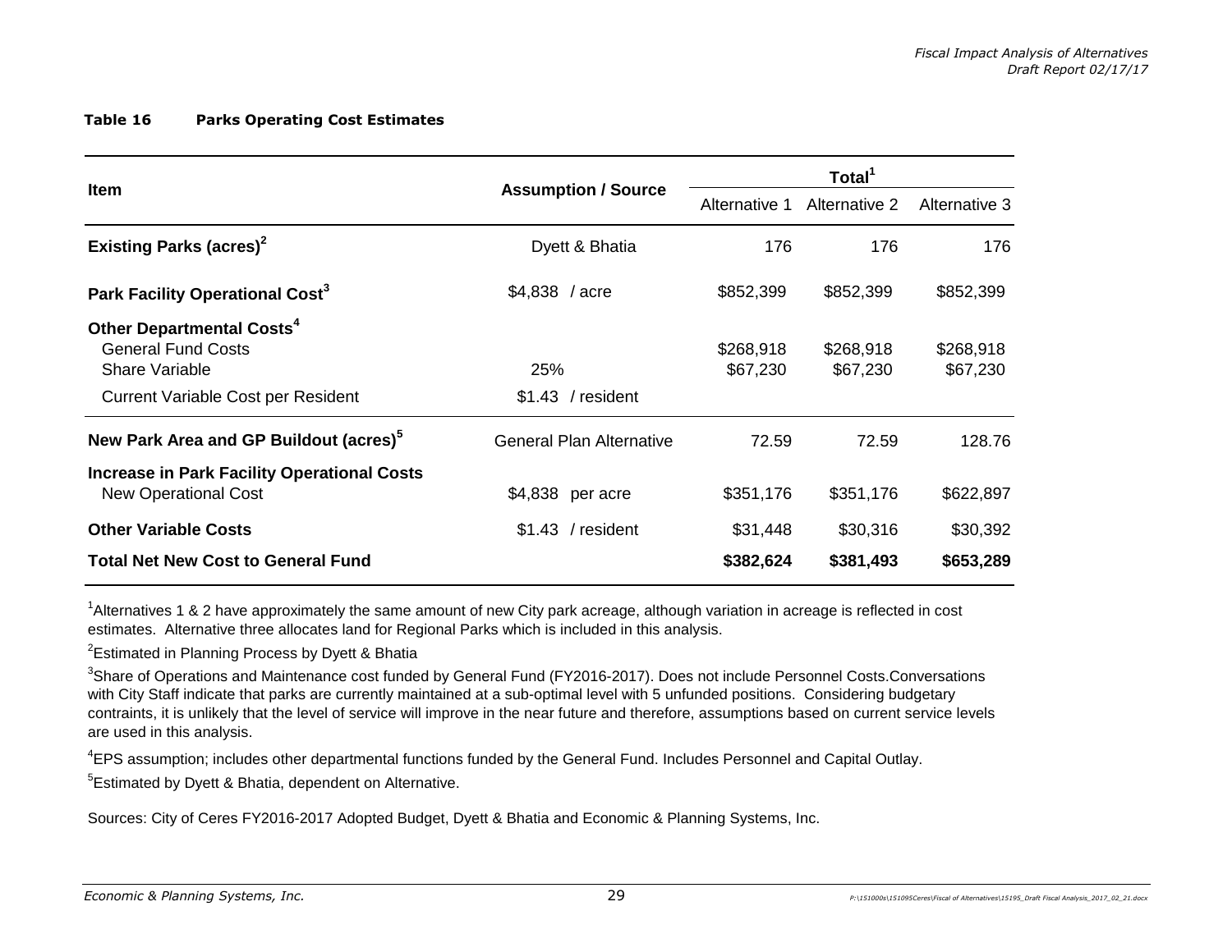**Table 16 Parks Operating Cost Estimates**

| Item | Assumption / Source | Total[1] | | |
|---|---|---|---|---|
| | | Alternative 1 | Alternative 2 | Alternative 3 |
| **Existing Parks (acres)[2]** | Dyett & Bhatia | 176 | 176 | 176 |
| **Park Facility Operational Cost[3]** | $4,838 / acre | $852,399 | $852,399 | $852,399 |
| **Other Departmental Costs[4]** | | | | |
| General Fund Costs | | $268,918 | $268,918 | $268,918 |
| Share Variable | 25% | $67,230 | $67,230 | $67,230 |
| Current Variable Cost per Resident | $1.43 / resident | | | |
| **New Park Area and GP Buildout (acres)[5]** | General Plan Alternative | 72.59 | 72.59 | 128.76 |
| **Increase in Park Facility Operational Costs** | | | | |
| New Operational Cost | $4,838 per acre | $351,176 | $351,176 | $622,897 |
| **Other Variable Costs** | $1.43 / resident | $31,448 | $30,316 | $30,392 |
| **Total Net New Cost to General Fund** | | **$382,624** | **$381,493** | **$653,289** |

[1]Alternatives 1 & 2 have approximately the same amount of new City park acreage, although variation in acreage is reflected in cost estimates. Alternative three allocates land for Regional Parks which is included in this analysis.

[2]Estimated in Planning Process by Dyett & Bhatia

[3]Share of Operations and Maintenance cost funded by General Fund (FY2016-2017). Does not include Personnel Costs.Conversations with City Staff indicate that parks are currently maintained at a sub-optimal level with 5 unfunded positions. Considering budgetary contraints, it is unlikely that the level of service will improve in the near future and therefore, assumptions based on current service levels are used in this analysis.

[4]EPS assumption; includes other departmental functions funded by the General Fund. Includes Personnel and Capital Outlay.

[5]Estimated by Dyett & Bhatia, dependent on Alternative.

Sources: City of Ceres FY2016-2017 Adopted Budget, Dyett & Bhatia and Economic & Planning Systems, Inc.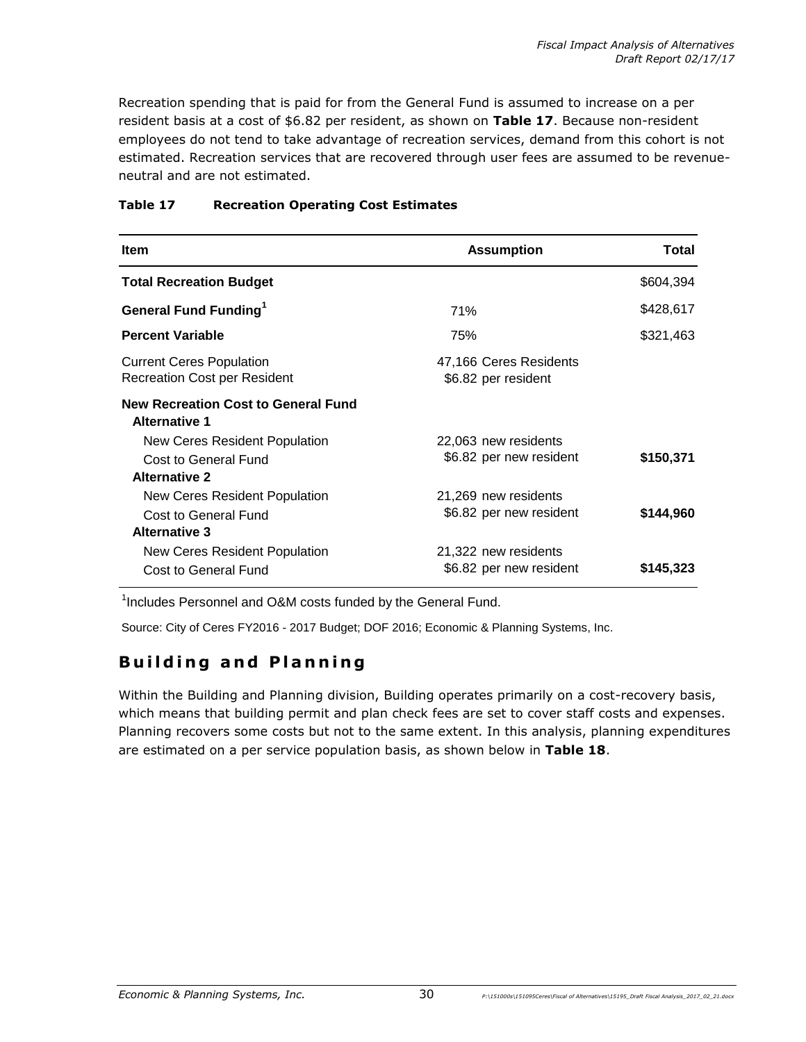Recreation spending that is paid for from the General Fund is assumed to increase on a per resident basis at a cost of $6.82 per resident, as shown on **Table 17**. Because non-resident employees do not tend to take advantage of recreation services, demand from this cohort is not estimated. Recreation services that are recovered through user fees are assumed to be revenue-neutral and are not estimated.

**Table 17 Recreation Operating Cost Estimates**

| Item | Assumption | Total |
|---|---|---|
| **Total Recreation Budget** | | $604,394 |
| **General Fund Funding[1]** | 71% | $428,617 |
| **Percent Variable** | 75% | $321,463 |
| Current Ceres Population | 47,166 Ceres Residents | |
| Recreation Cost per Resident | $6.82 per resident | |
| **New Recreation Cost to General Fund** | | |
| **Alternative 1** | | |
| New Ceres Resident Population | 22,063 new residents | |
| Cost to General Fund | $6.82 per new resident | **$150,371** |
| **Alternative 2** | | |
| New Ceres Resident Population | 21,269 new residents | |
| Cost to General Fund | $6.82 per new resident | **$144,960** |
| **Alternative 3** | | |
| New Ceres Resident Population | 21,322 new residents | |
| Cost to General Fund | $6.82 per new resident | **$145,323** |

[1]Includes Personnel and O&M costs funded by the General Fund.

Source: City of Ceres FY2016 - 2017 Budget; DOF 2016; Economic & Planning Systems, Inc.

## Building and Planning

Within the Building and Planning division, Building operates primarily on a cost-recovery basis, which means that building permit and plan check fees are set to cover staff costs and expenses. Planning recovers some costs but not to the same extent. In this analysis, planning expenditures are estimated on a per service population basis, as shown below in **Table 18**.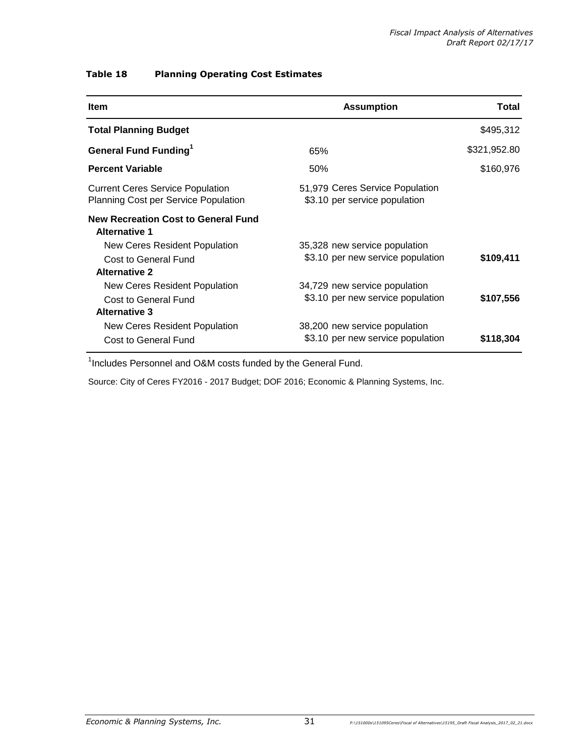**Table 18 Planning Operating Cost Estimates**

| Item | Assumption | Total |
|---|---|---|
| **Total Planning Budget** | | $495,312 |
| **General Fund Funding**[1] | 65% | $321,952.80 |
| **Percent Variable** | 50% | $160,976 |
| Current Ceres Service Population | 51,979 Ceres Service Population | |
| Planning Cost per Service Population | $3.10 per service population | |
| **New Recreation Cost to General Fund** | | |
| **Alternative 1** | | |
| New Ceres Resident Population | 35,328 new service population | |
| Cost to General Fund | $3.10 per new service population | **$109,411** |
| **Alternative 2** | | |
| New Ceres Resident Population | 34,729 new service population | |
| Cost to General Fund | $3.10 per new service population | **$107,556** |
| **Alternative 3** | | |
| New Ceres Resident Population | 38,200 new service population | |
| Cost to General Fund | $3.10 per new service population | **$118,304** |

[1]Includes Personnel and O&M costs funded by the General Fund.

Source: City of Ceres FY2016 - 2017 Budget; DOF 2016; Economic & Planning Systems, Inc.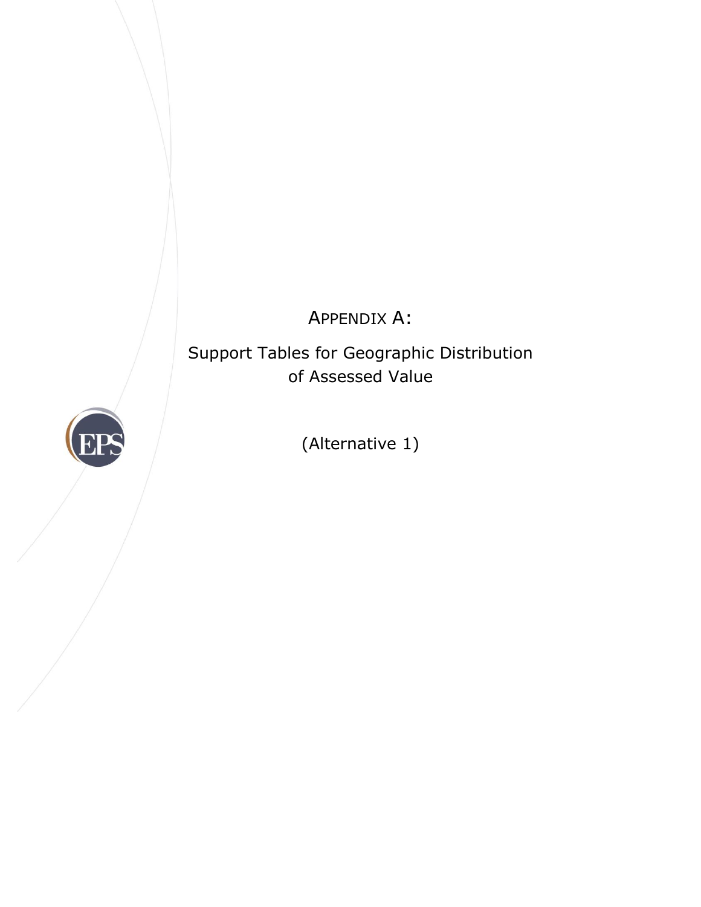# APPENDIX A:

## Support Tables for Geographic Distribution of Assessed Value

(Alternative 1)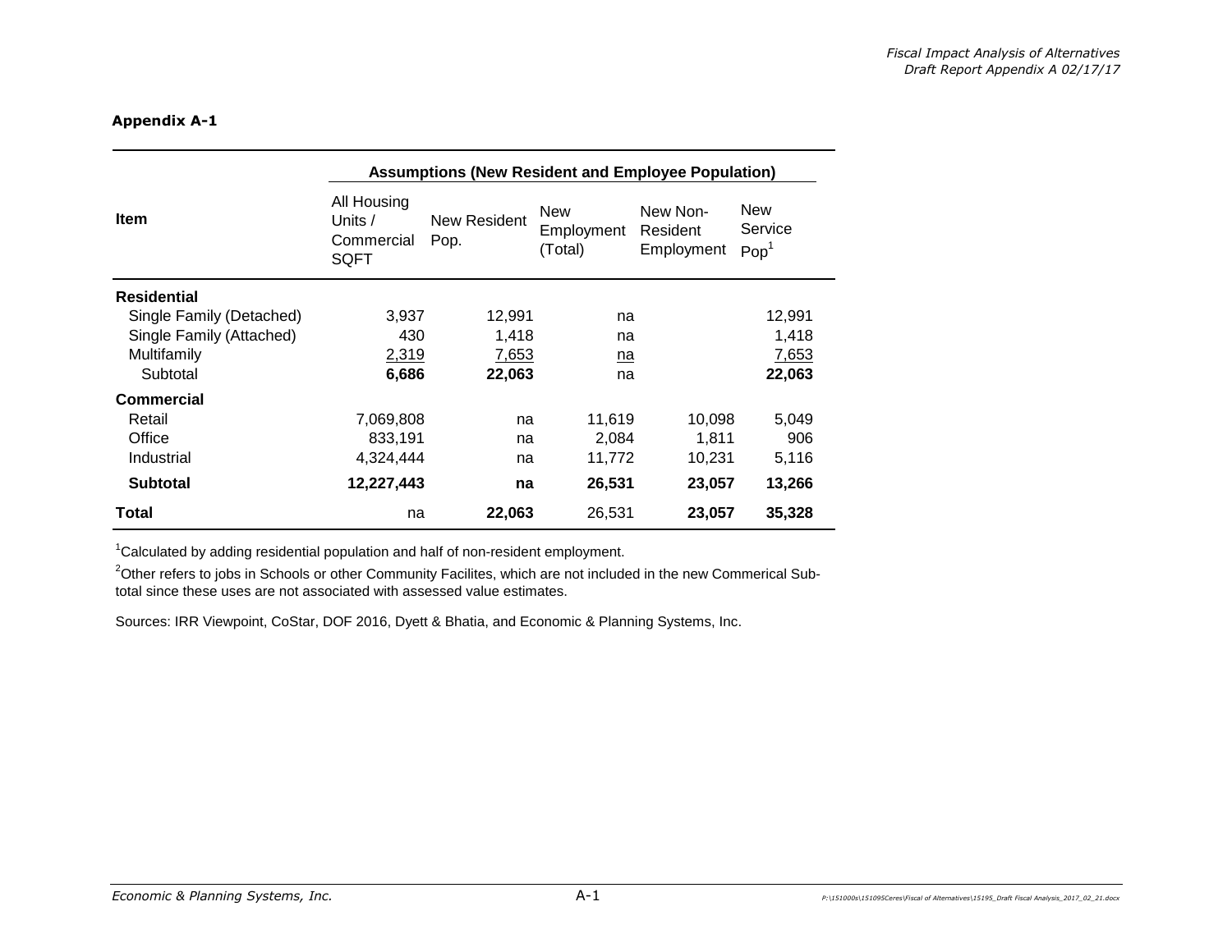**Appendix A-1**

| Item | Assumptions (New Resident and Employee Population) | | | | |
|---|---|---|---|---|---|
| | All Housing Units / Commercial SQFT | New Resident Pop. | New Employment (Total) | New Non-Resident Employment | New Service Pop[1] |
| **Residential** | | | | | |
| Single Family (Detached) | 3,937 | 12,991 | na | | 12,991 |
| Single Family (Attached) | 430 | 1,418 | na | | 1,418 |
| Multifamily | 2,319 | 7,653 | na | | 7,653 |
| Subtotal | **6,686** | **22,063** | na | | **22,063** |
| **Commercial** | | | | | |
| Retail | 7,069,808 | na | 11,619 | 10,098 | 5,049 |
| Office | 833,191 | na | 2,084 | 1,811 | 906 |
| Industrial | 4,324,444 | na | 11,772 | 10,231 | 5,116 |
| **Subtotal** | **12,227,443** | **na** | **26,531** | **23,057** | **13,266** |
| **Total** | na | **22,063** | 26,531 | **23,057** | **35,328** |

[1]Calculated by adding residential population and half of non-resident employment.

[2]Other refers to jobs in Schools or other Community Facilites, which are not included in the new Commerical Sub-total since these uses are not associated with assessed value estimates.

Sources: IRR Viewpoint, CoStar, DOF 2016, Dyett & Bhatia, and Economic & Planning Systems, Inc.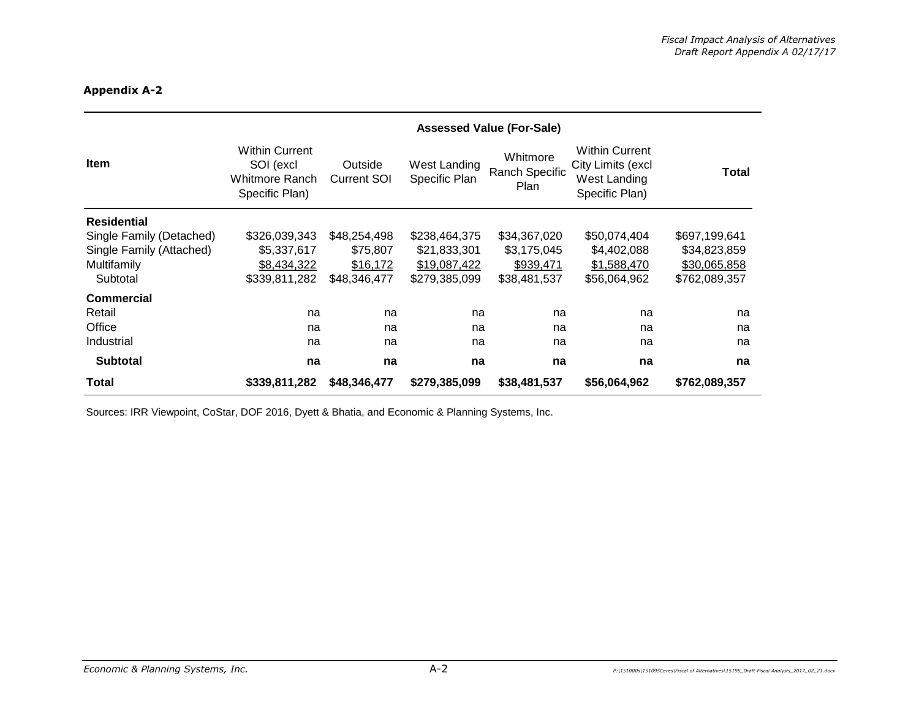**Appendix A-2**

| Item | Assessed Value (For-Sale) | | | | | |
|---|---|---|---|---|---|---|
| | Within Current SOI (excl Whitmore Ranch Specific Plan) | Outside Current SOI | West Landing Specific Plan | Whitmore Ranch Specific Plan | Within Current City Limits (excl West Landing Specific Plan) | Total |
| **Residential** | | | | | | |
| Single Family (Detached) | $326,039,343 | $48,254,498 | $238,464,375 | $34,367,020 | $50,074,404 | $697,199,641 |
| Single Family (Attached) | $5,337,617 | $75,807 | $21,833,301 | $3,175,045 | $4,402,088 | $34,823,859 |
| Multifamily | $8,434,322 | $16,172 | $19,087,422 | $939,471 | $1,588,470 | $30,065,858 |
| Subtotal | $339,811,282 | $48,346,477 | $279,385,099 | $38,481,537 | $56,064,962 | $762,089,357 |
| **Commercial** | | | | | | |
| Retail | na | na | na | na | na | na |
| Office | na | na | na | na | na | na |
| Industrial | na | na | na | na | na | na |
| **Subtotal** | **na** | **na** | **na** | **na** | **na** | **na** |
| **Total** | **$339,811,282** | **$48,346,477** | **$279,385,099** | **$38,481,537** | **$56,064,962** | **$762,089,357** |

Sources: IRR Viewpoint, CoStar, DOF 2016, Dyett & Bhatia, and Economic & Planning Systems, Inc.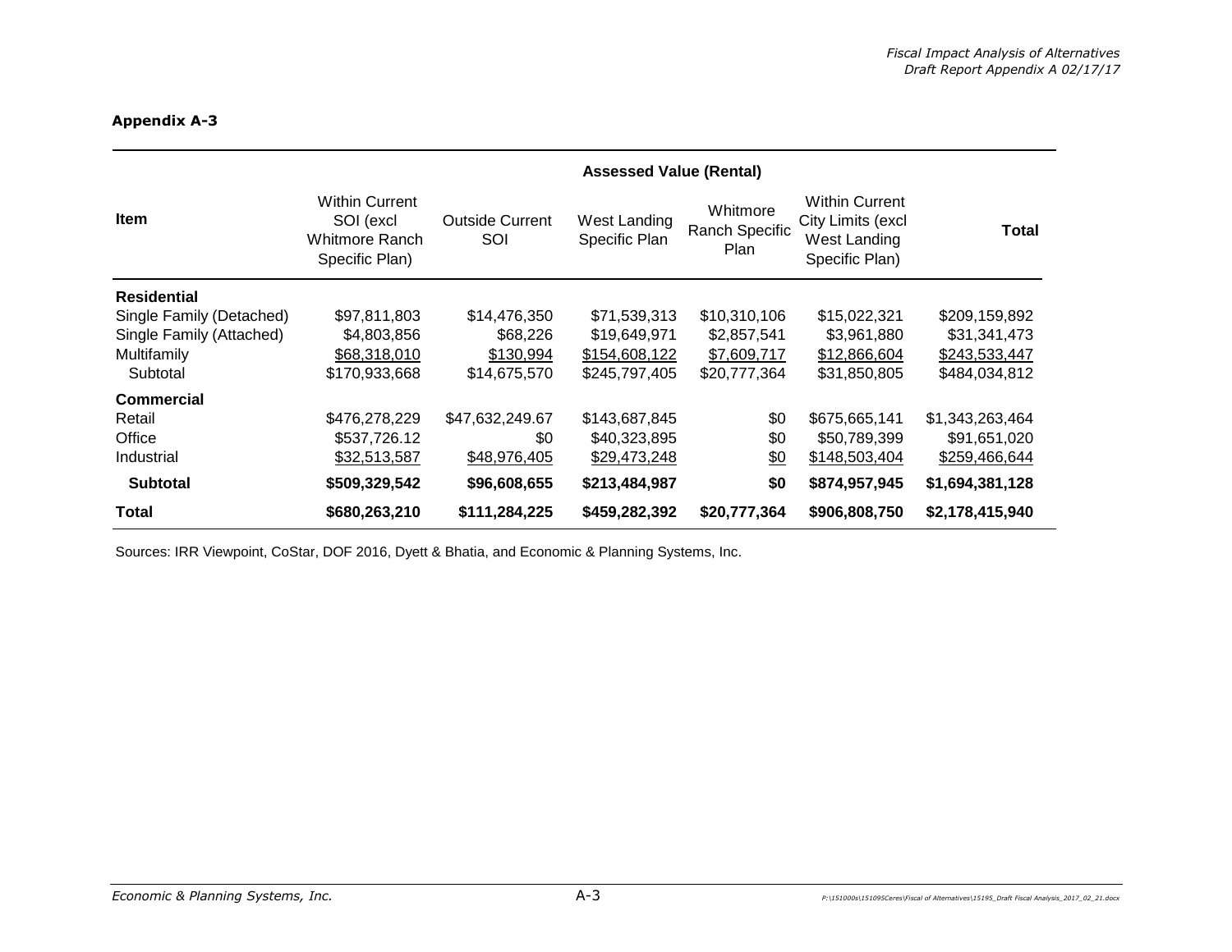**Appendix A-3**

| Item | Assessed Value (Rental) | | | | | |
|---|---|---|---|---|---|---|
| | Within Current SOI (excl Whitmore Ranch Specific Plan) | Outside Current SOI | West Landing Specific Plan | Whitmore Ranch Specific Plan | Within Current City Limits (excl West Landing Specific Plan) | Total |
| **Residential** | | | | | | |
| Single Family (Detached) | $97,811,803 | $14,476,350 | $71,539,313 | $10,310,106 | $15,022,321 | $209,159,892 |
| Single Family (Attached) | $4,803,856 | $68,226 | $19,649,971 | $2,857,541 | $3,961,880 | $31,341,473 |
| Multifamily | $68,318,010 | $130,994 | $154,608,122 | $7,609,717 | $12,866,604 | $243,533,447 |
| Subtotal | $170,933,668 | $14,675,570 | $245,797,405 | $20,777,364 | $31,850,805 | $484,034,812 |
| **Commercial** | | | | | | |
| Retail | $476,278,229 | $47,632,249.67 | $143,687,845 | $0 | $675,665,141 | $1,343,263,464 |
| Office | $537,726.12 | $0 | $40,323,895 | $0 | $50,789,399 | $91,651,020 |
| Industrial | $32,513,587 | $48,976,405 | $29,473,248 | $0 | $148,503,404 | $259,466,644 |
| **Subtotal** | **$509,329,542** | **$96,608,655** | **$213,484,987** | **$0** | **$874,957,945** | **$1,694,381,128** |
| **Total** | **$680,263,210** | **$111,284,225** | **$459,282,392** | **$20,777,364** | **$906,808,750** | **$2,178,415,940** |

Sources: IRR Viewpoint, CoStar, DOF 2016, Dyett & Bhatia, and Economic & Planning Systems, Inc.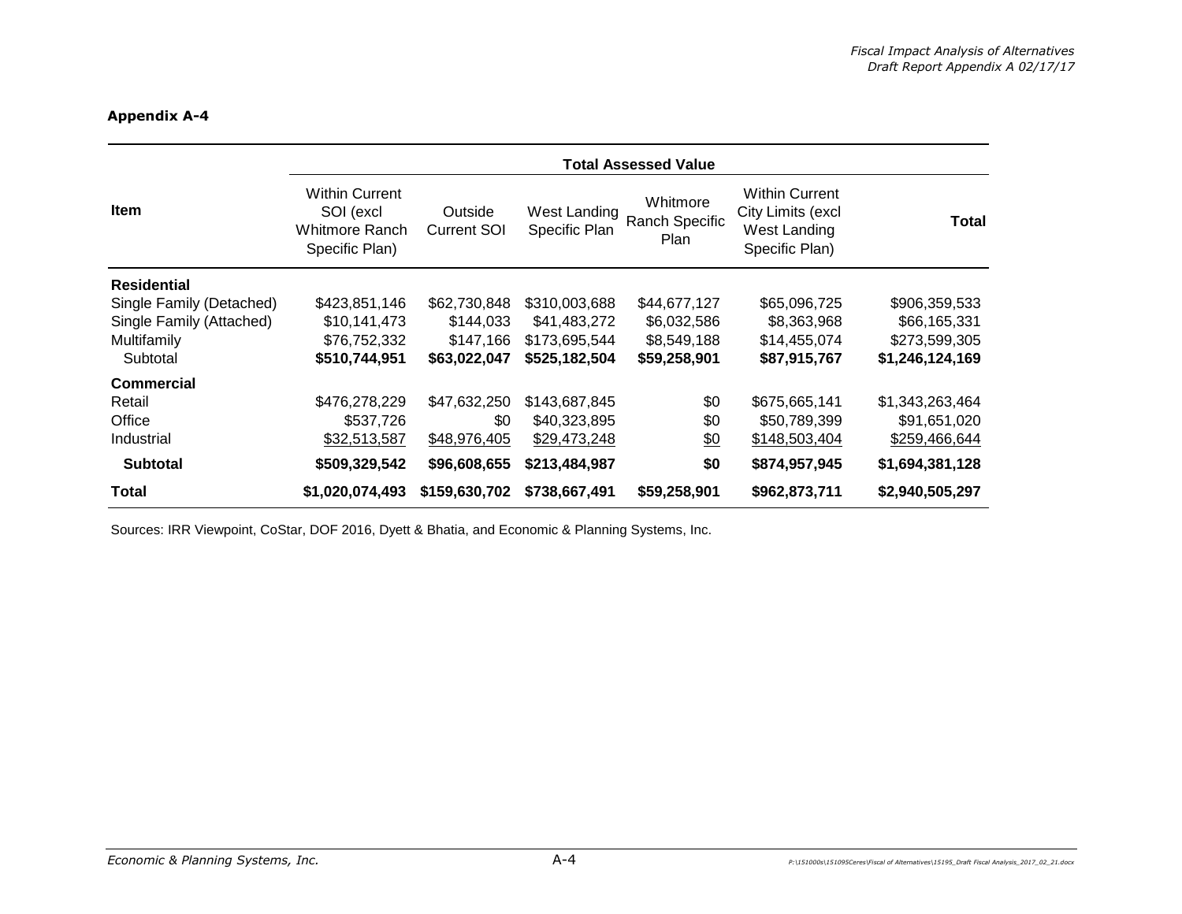**Appendix A-4**

| Item | Total Assessed Value | | | | | |
|---|---|---|---|---|---|---|
| | Within Current SOI (excl Whitmore Ranch Specific Plan) | Outside Current SOI | West Landing Specific Plan | Whitmore Ranch Specific Plan | Within Current City Limits (excl West Landing Specific Plan) | Total |
| **Residential** | | | | | | |
| Single Family (Detached) | $423,851,146 | $62,730,848 | $310,003,688 | $44,677,127 | $65,096,725 | $906,359,533 |
| Single Family (Attached) | $10,141,473 | $144,033 | $41,483,272 | $6,032,586 | $8,363,968 | $66,165,331 |
| Multifamily | $76,752,332 | $147,166 | $173,695,544 | $8,549,188 | $14,455,074 | $273,599,305 |
| Subtotal | **$510,744,951** | **$63,022,047** | **$525,182,504** | **$59,258,901** | **$87,915,767** | **$1,246,124,169** |
| **Commercial** | | | | | | |
| Retail | $476,278,229 | $47,632,250 | $143,687,845 | $0 | $675,665,141 | $1,343,263,464 |
| Office | $537,726 | $0 | $40,323,895 | $0 | $50,789,399 | $91,651,020 |
| Industrial | $32,513,587 | $48,976,405 | $29,473,248 | $0 | $148,503,404 | $259,466,644 |
| **Subtotal** | **$509,329,542** | **$96,608,655** | **$213,484,987** | **$0** | **$874,957,945** | **$1,694,381,128** |
| **Total** | **$1,020,074,493** | **$159,630,702** | **$738,667,491** | **$59,258,901** | **$962,873,711** | **$2,940,505,297** |

Sources: IRR Viewpoint, CoStar, DOF 2016, Dyett & Bhatia, and Economic & Planning Systems, Inc.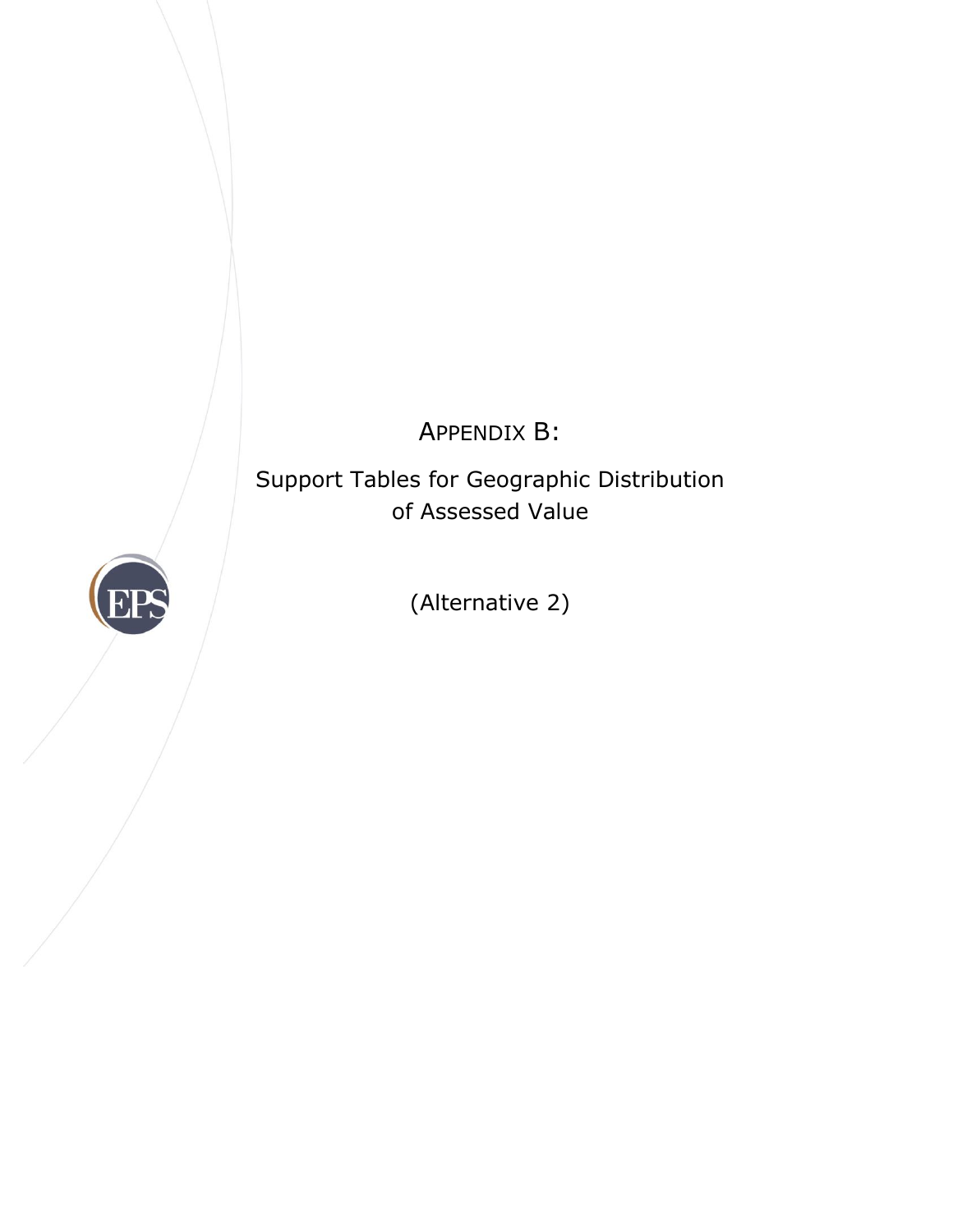# APPENDIX B:

## Support Tables for Geographic Distribution of Assessed Value

(Alternative 2)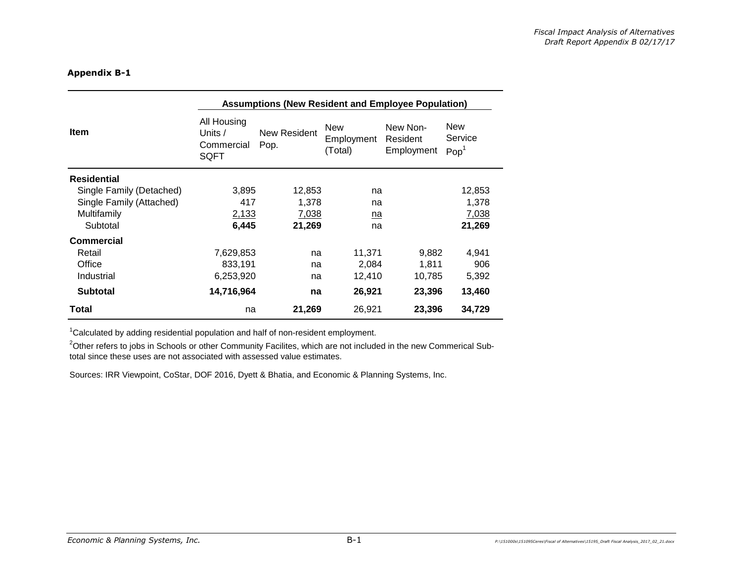**Appendix B-1**

| Item | Assumptions (New Resident and Employee Population) | | | | |
|---|---|---|---|---|---|
| | All Housing Units / Commercial SQFT | New Resident Pop. | New Employment (Total) | New Non-Resident Employment | New Service Pop[1] |
| **Residential** | | | | | |
| Single Family (Detached) | 3,895 | 12,853 | na | | 12,853 |
| Single Family (Attached) | 417 | 1,378 | na | | 1,378 |
| Multifamily | 2,133 | 7,038 | na | | 7,038 |
| Subtotal | **6,445** | **21,269** | na | | **21,269** |
| **Commercial** | | | | | |
| Retail | 7,629,853 | na | 11,371 | 9,882 | 4,941 |
| Office | 833,191 | na | 2,084 | 1,811 | 906 |
| Industrial | 6,253,920 | na | 12,410 | 10,785 | 5,392 |
| **Subtotal** | **14,716,964** | **na** | **26,921** | **23,396** | **13,460** |
| **Total** | na | **21,269** | 26,921 | **23,396** | **34,729** |

[1]Calculated by adding residential population and half of non-resident employment.

[2]Other refers to jobs in Schools or other Community Facilites, which are not included in the new Commerical Sub-total since these uses are not associated with assessed value estimates.

Sources: IRR Viewpoint, CoStar, DOF 2016, Dyett & Bhatia, and Economic & Planning Systems, Inc.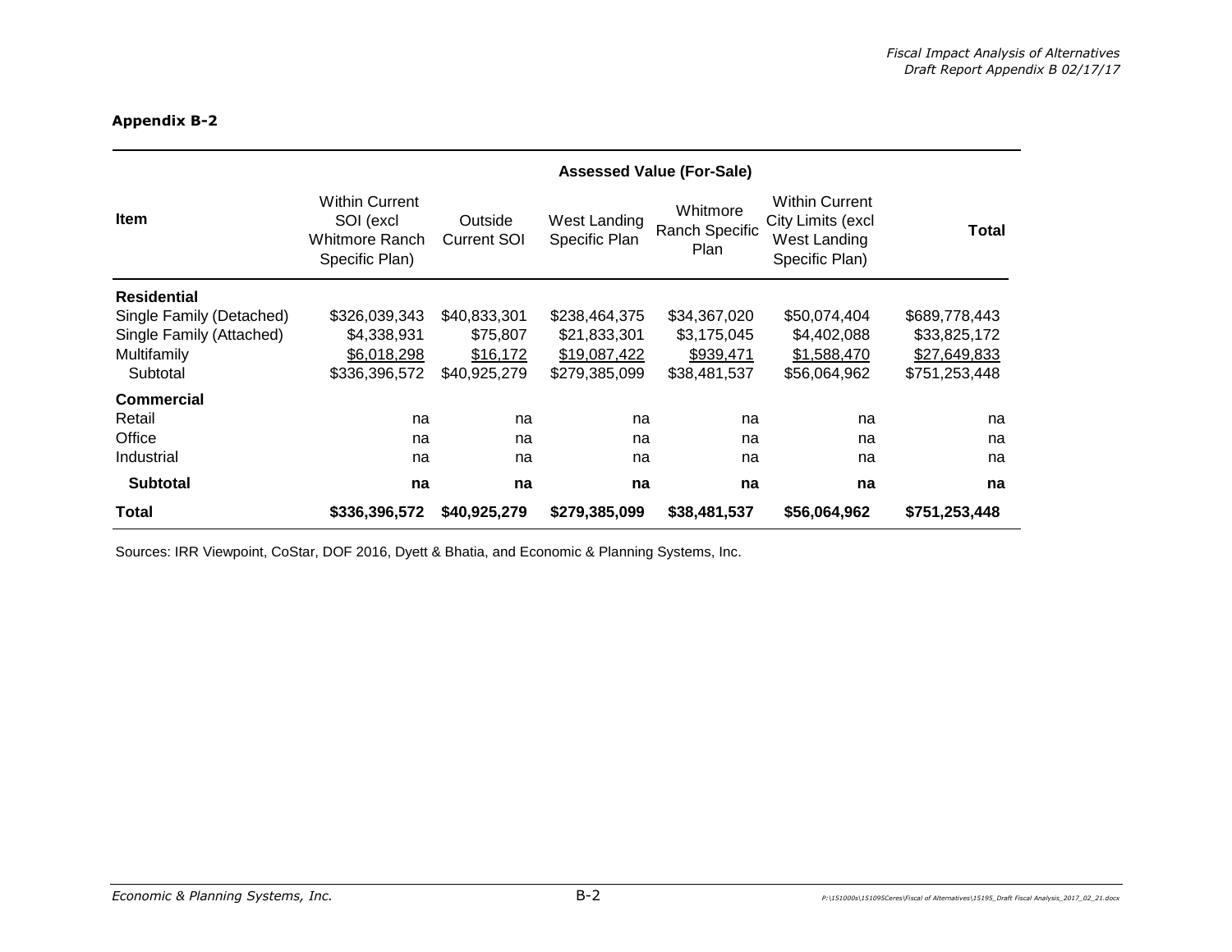**Appendix B-2**

| Item | Assessed Value (For-Sale) | | | | | |
|---|---|---|---|---|---|---|
| | Within Current SOI (excl Whitmore Ranch Specific Plan) | Outside Current SOI | West Landing Specific Plan | Whitmore Ranch Specific Plan | Within Current City Limits (excl West Landing Specific Plan) | **Total** |
| **Residential** | | | | | | |
| Single Family (Detached) | $326,039,343 | $40,833,301 | $238,464,375 | $34,367,020 | $50,074,404 | $689,778,443 |
| Single Family (Attached) | $4,338,931 | $75,807 | $21,833,301 | $3,175,045 | $4,402,088 | $33,825,172 |
| Multifamily | $6,018,298 | $16,172 | $19,087,422 | $939,471 | $1,588,470 | $27,649,833 |
| Subtotal | $336,396,572 | $40,925,279 | $279,385,099 | $38,481,537 | $56,064,962 | $751,253,448 |
| **Commercial** | | | | | | |
| Retail | na | na | na | na | na | na |
| Office | na | na | na | na | na | na |
| Industrial | na | na | na | na | na | na |
| **Subtotal** | **na** | **na** | **na** | **na** | **na** | **na** |
| **Total** | **$336,396,572** | **$40,925,279** | **$279,385,099** | **$38,481,537** | **$56,064,962** | **$751,253,448** |

Sources: IRR Viewpoint, CoStar, DOF 2016, Dyett & Bhatia, and Economic & Planning Systems, Inc.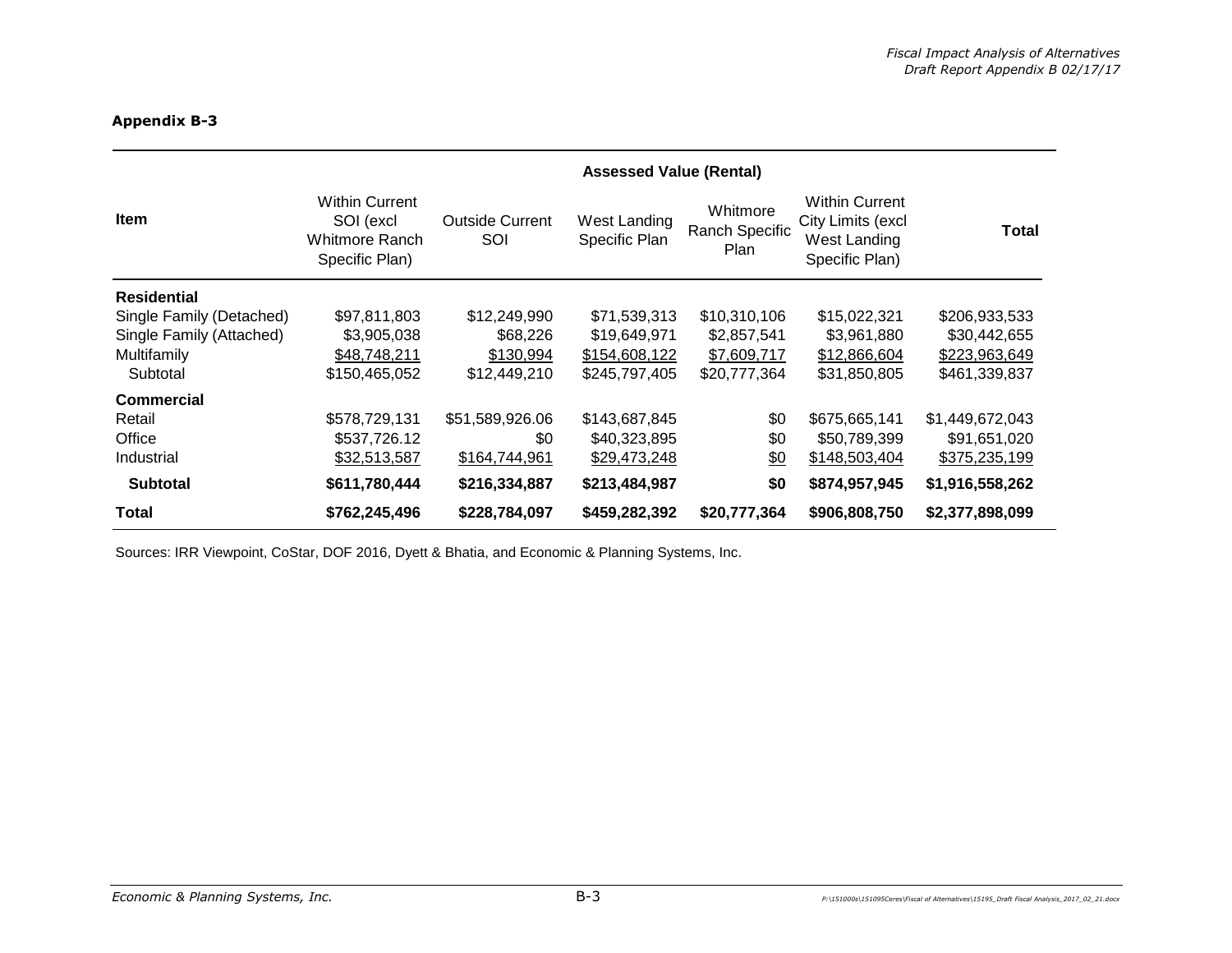**Appendix B-3**

| Item | Assessed Value (Rental) | | | | | |
|---|---|---|---|---|---|---|
| | Within Current SOI (excl Whitmore Ranch Specific Plan) | Outside Current SOI | West Landing Specific Plan | Whitmore Ranch Specific Plan | Within Current City Limits (excl West Landing Specific Plan) | Total |
| **Residential** | | | | | | |
| Single Family (Detached) | $97,811,803 | $12,249,990 | $71,539,313 | $10,310,106 | $15,022,321 | $206,933,533 |
| Single Family (Attached) | $3,905,038 | $68,226 | $19,649,971 | $2,857,541 | $3,961,880 | $30,442,655 |
| Multifamily | $48,748,211 | $130,994 | $154,608,122 | $7,609,717 | $12,866,604 | $223,963,649 |
| Subtotal | $150,465,052 | $12,449,210 | $245,797,405 | $20,777,364 | $31,850,805 | $461,339,837 |
| **Commercial** | | | | | | |
| Retail | $578,729,131 | $51,589,926.06 | $143,687,845 | $0 | $675,665,141 | $1,449,672,043 |
| Office | $537,726.12 | $0 | $40,323,895 | $0 | $50,789,399 | $91,651,020 |
| Industrial | $32,513,587 | $164,744,961 | $29,473,248 | $0 | $148,503,404 | $375,235,199 |
| **Subtotal** | **$611,780,444** | **$216,334,887** | **$213,484,987** | **$0** | **$874,957,945** | **$1,916,558,262** |
| **Total** | **$762,245,496** | **$228,784,097** | **$459,282,392** | **$20,777,364** | **$906,808,750** | **$2,377,898,099** |

Sources: IRR Viewpoint, CoStar, DOF 2016, Dyett & Bhatia, and Economic & Planning Systems, Inc.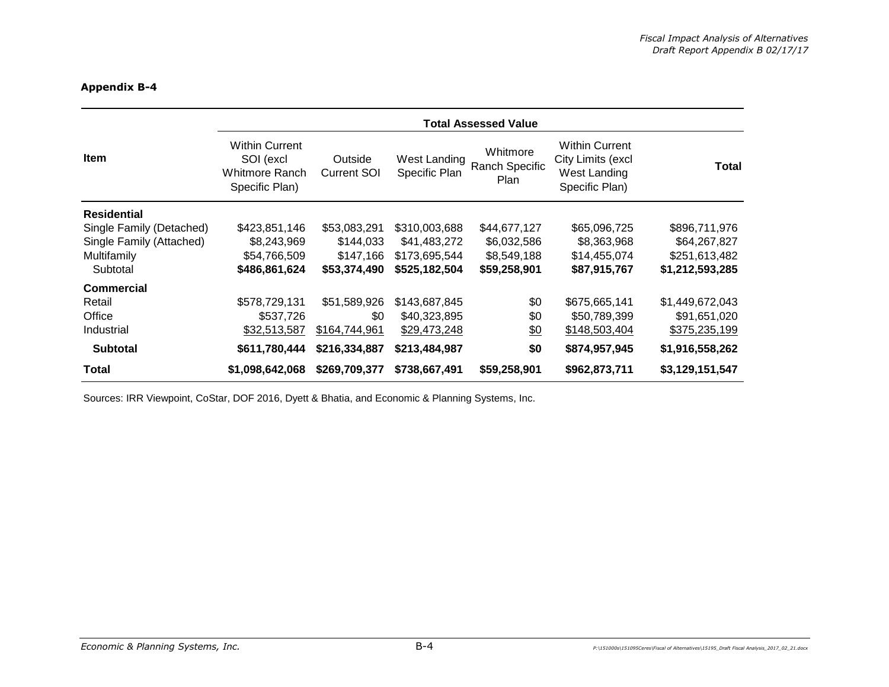**Appendix B-4**

| Item | Total Assessed Value | | | | | |
|---|---|---|---|---|---|---|
| | Within Current SOI (excl Whitmore Ranch Specific Plan) | Outside Current SOI | West Landing Specific Plan | Whitmore Ranch Specific Plan | Within Current City Limits (excl West Landing Specific Plan) | Total |
| **Residential** | | | | | | |
| Single Family (Detached) | $423,851,146 | $53,083,291 | $310,003,688 | $44,677,127 | $65,096,725 | $896,711,976 |
| Single Family (Attached) | $8,243,969 | $144,033 | $41,483,272 | $6,032,586 | $8,363,968 | $64,267,827 |
| Multifamily | $54,766,509 | $147,166 | $173,695,544 | $8,549,188 | $14,455,074 | $251,613,482 |
| Subtotal | **$486,861,624** | **$53,374,490** | **$525,182,504** | **$59,258,901** | **$87,915,767** | **$1,212,593,285** |
| **Commercial** | | | | | | |
| Retail | $578,729,131 | $51,589,926 | $143,687,845 | $0 | $675,665,141 | $1,449,672,043 |
| Office | $537,726 | $0 | $40,323,895 | $0 | $50,789,399 | $91,651,020 |
| Industrial | $32,513,587 | $164,744,961 | $29,473,248 | $0 | $148,503,404 | $375,235,199 |
| **Subtotal** | **$611,780,444** | **$216,334,887** | **$213,484,987** | **$0** | **$874,957,945** | **$1,916,558,262** |
| **Total** | **$1,098,642,068** | **$269,709,377** | **$738,667,491** | **$59,258,901** | **$962,873,711** | **$3,129,151,547** |

Sources: IRR Viewpoint, CoStar, DOF 2016, Dyett & Bhatia, and Economic & Planning Systems, Inc.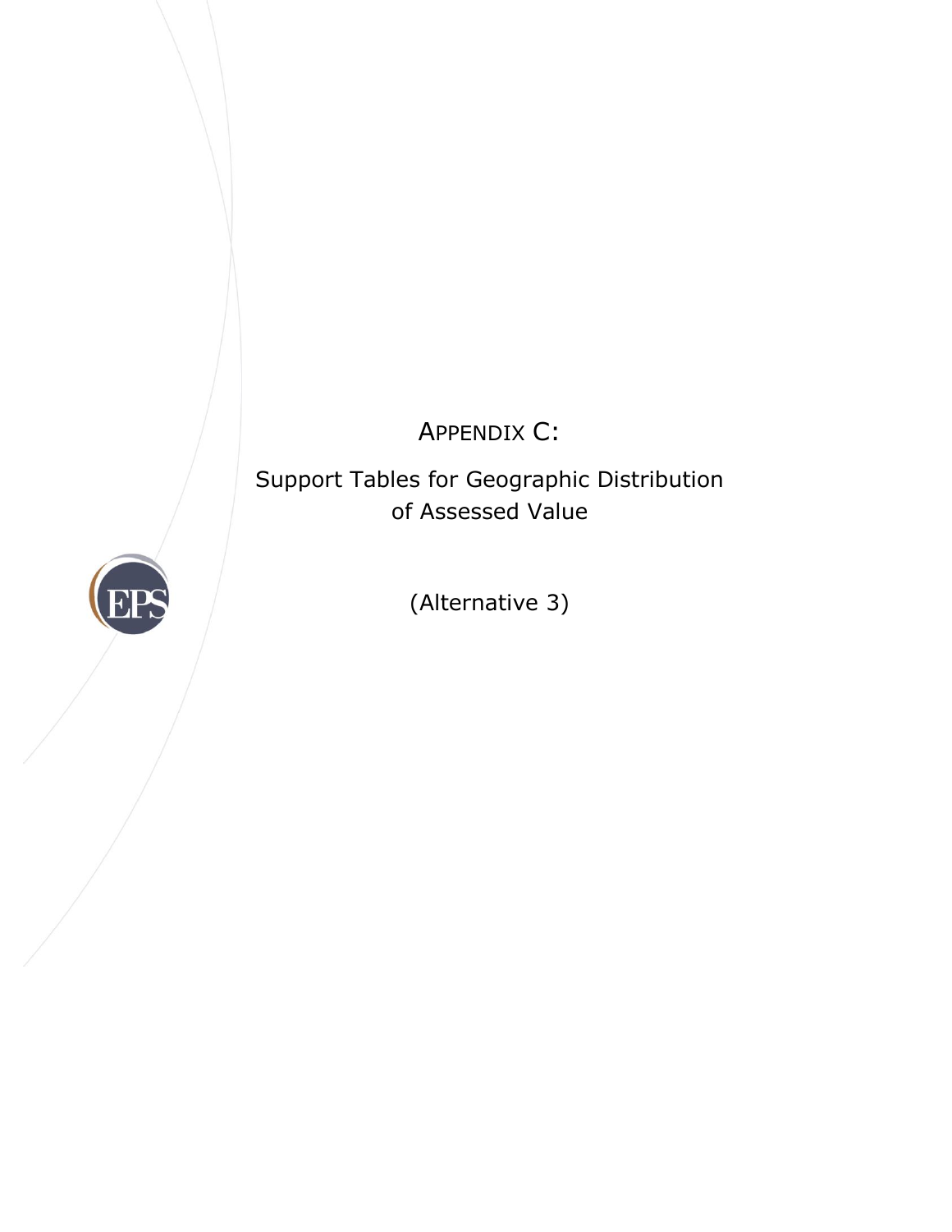# APPENDIX C:

## Support Tables for Geographic Distribution of Assessed Value

(Alternative 3)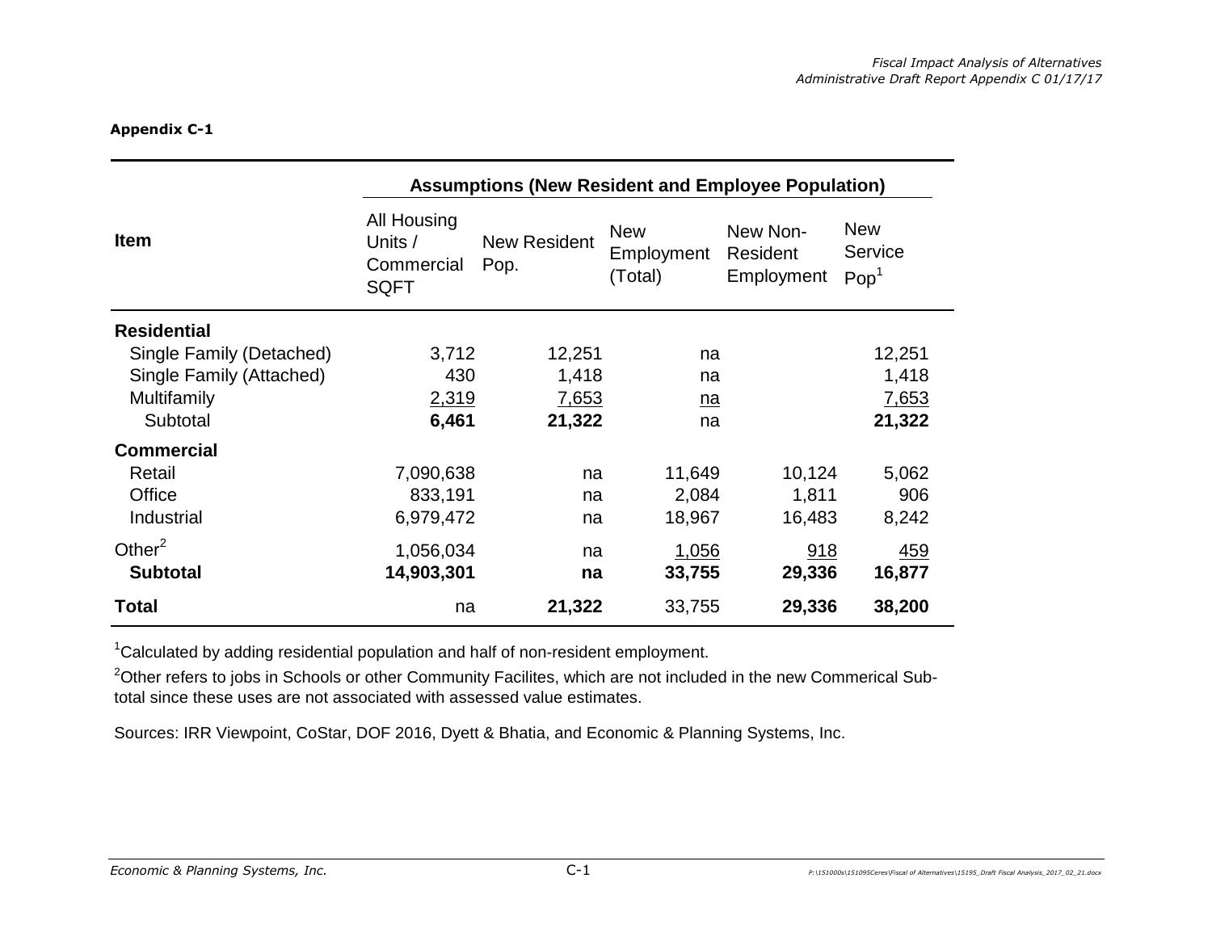**Appendix C-1**

| Item | Assumptions (New Resident and Employee Population) | | | | |
|---|---|---|---|---|---|
| | All Housing Units / Commercial SQFT | New Resident Pop. | New Employment (Total) | New Non-Resident Employment | New Service Pop[1] |
| **Residential** | | | | | |
| Single Family (Detached) | 3,712 | 12,251 | na | | 12,251 |
| Single Family (Attached) | 430 | 1,418 | na | | 1,418 |
| Multifamily | 2,319 | 7,653 | na | | 7,653 |
| Subtotal | **6,461** | **21,322** | na | | **21,322** |
| **Commercial** | | | | | |
| Retail | 7,090,638 | na | 11,649 | 10,124 | 5,062 |
| Office | 833,191 | na | 2,084 | 1,811 | 906 |
| Industrial | 6,979,472 | na | 18,967 | 16,483 | 8,242 |
| Other[2] | 1,056,034 | na | 1,056 | 918 | 459 |
| **Subtotal** | **14,903,301** | **na** | **33,755** | **29,336** | **16,877** |
| **Total** | na | **21,322** | 33,755 | **29,336** | **38,200** |

[1]Calculated by adding residential population and half of non-resident employment.

[2]Other refers to jobs in Schools or other Community Facilites, which are not included in the new Commerical Sub-total since these uses are not associated with assessed value estimates.

Sources: IRR Viewpoint, CoStar, DOF 2016, Dyett & Bhatia, and Economic & Planning Systems, Inc.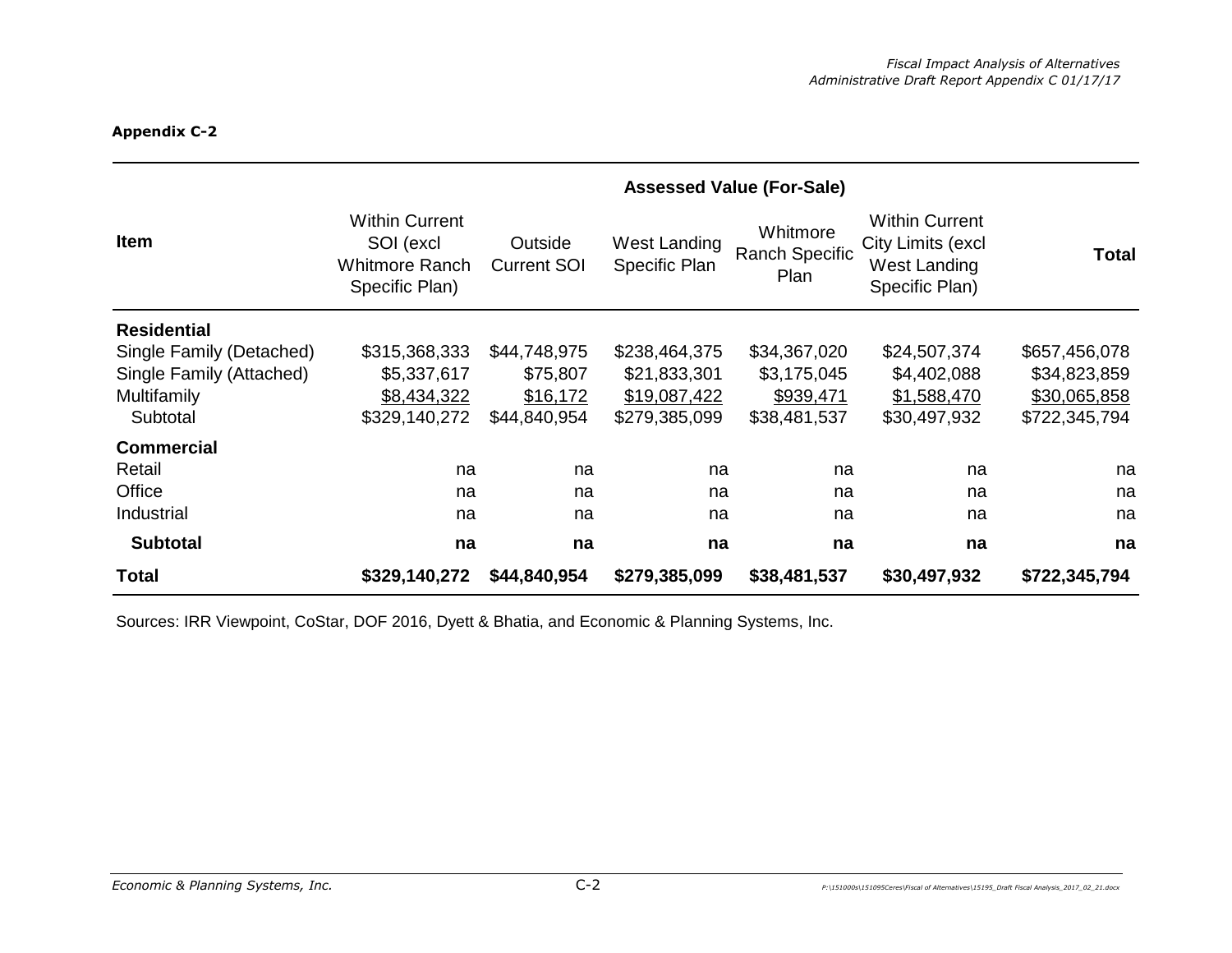**Appendix C-2**

| Item | Assessed Value (For-Sale) | | | | | |
|---|---|---|---|---|---|---|
| | Within Current SOI (excl Whitmore Ranch Specific Plan) | Outside Current SOI | West Landing Specific Plan | Whitmore Ranch Specific Plan | Within Current City Limits (excl West Landing Specific Plan) | **Total** |
| **Residential** | | | | | | |
| Single Family (Detached) | $315,368,333 | $44,748,975 | $238,464,375 | $34,367,020 | $24,507,374 | $657,456,078 |
| Single Family (Attached) | $5,337,617 | $75,807 | $21,833,301 | $3,175,045 | $4,402,088 | $34,823,859 |
| Multifamily | $8,434,322 | $16,172 | $19,087,422 | $939,471 | $1,588,470 | $30,065,858 |
| Subtotal | $329,140,272 | $44,840,954 | $279,385,099 | $38,481,537 | $30,497,932 | $722,345,794 |
| **Commercial** | | | | | | |
| Retail | na | na | na | na | na | na |
| Office | na | na | na | na | na | na |
| Industrial | na | na | na | na | na | na |
| **Subtotal** | **na** | **na** | **na** | **na** | **na** | **na** |
| **Total** | **$329,140,272** | **$44,840,954** | **$279,385,099** | **$38,481,537** | **$30,497,932** | **$722,345,794** |

Sources: IRR Viewpoint, CoStar, DOF 2016, Dyett & Bhatia, and Economic & Planning Systems, Inc.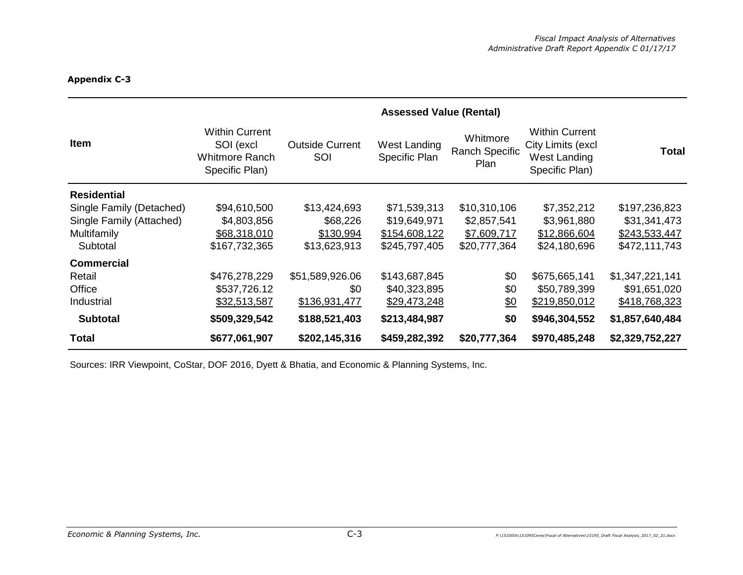**Appendix C-3**

| Item | Assessed Value (Rental) | | | | | |
|---|---|---|---|---|---|---|
| | Within Current SOI (excl Whitmore Ranch Specific Plan) | Outside Current SOI | West Landing Specific Plan | Whitmore Ranch Specific Plan | Within Current City Limits (excl West Landing Specific Plan) | **Total** |
| **Residential** | | | | | | |
| Single Family (Detached) | $94,610,500 | $13,424,693 | $71,539,313 | $10,310,106 | $7,352,212 | $197,236,823 |
| Single Family (Attached) | $4,803,856 | $68,226 | $19,649,971 | $2,857,541 | $3,961,880 | $31,341,473 |
| Multifamily | $68,318,010 | $130,994 | $154,608,122 | $7,609,717 | $12,866,604 | $243,533,447 |
| Subtotal | $167,732,365 | $13,623,913 | $245,797,405 | $20,777,364 | $24,180,696 | $472,111,743 |
| **Commercial** | | | | | | |
| Retail | $476,278,229 | $51,589,926.06 | $143,687,845 | $0 | $675,665,141 | $1,347,221,141 |
| Office | $537,726.12 | $0 | $40,323,895 | $0 | $50,789,399 | $91,651,020 |
| Industrial | $32,513,587 | $136,931,477 | $29,473,248 | $0 | $219,850,012 | $418,768,323 |
| **Subtotal** | **$509,329,542** | **$188,521,403** | **$213,484,987** | **$0** | **$946,304,552** | **$1,857,640,484** |
| **Total** | **$677,061,907** | **$202,145,316** | **$459,282,392** | **$20,777,364** | **$970,485,248** | **$2,329,752,227** |

Sources: IRR Viewpoint, CoStar, DOF 2016, Dyett & Bhatia, and Economic & Planning Systems, Inc.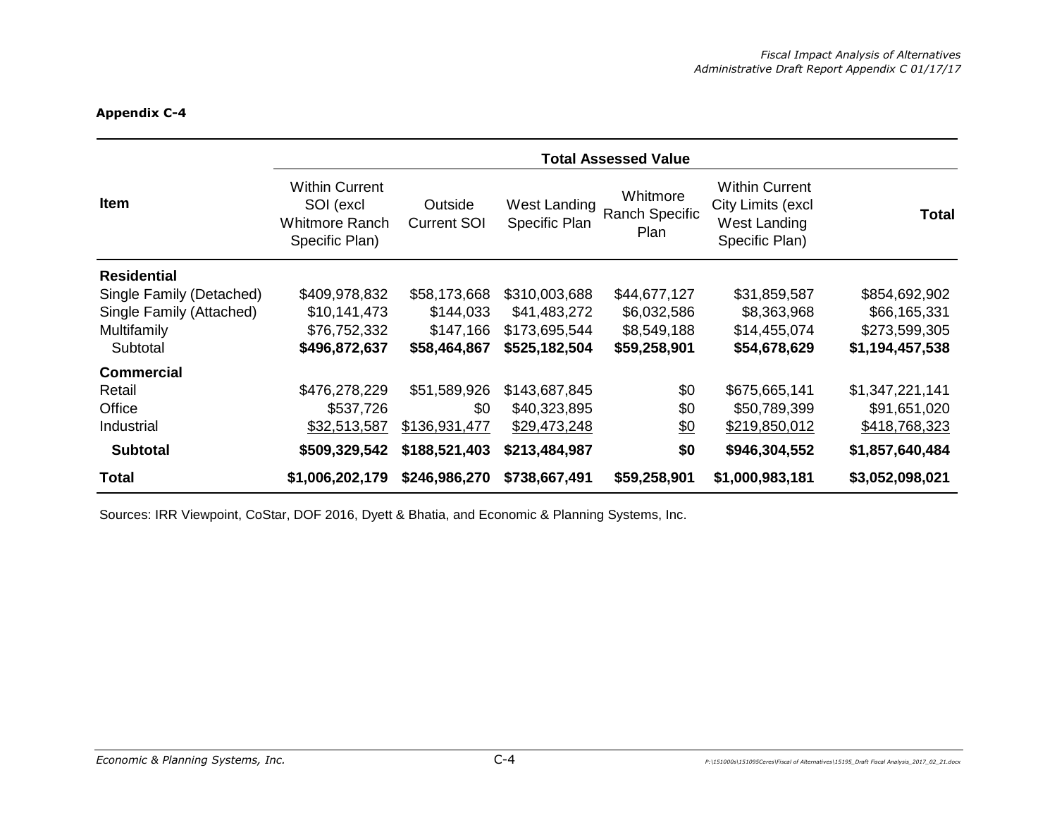**Appendix C-4**

| Item | Total Assessed Value | | | | | |
|---|---|---|---|---|---|---|
| | Within Current SOI (excl Whitmore Ranch Specific Plan) | Outside Current SOI | West Landing Specific Plan | Whitmore Ranch Specific Plan | Within Current City Limits (excl West Landing Specific Plan) | Total |
| **Residential** | | | | | | |
| Single Family (Detached) | $409,978,832 | $58,173,668 | $310,003,688 | $44,677,127 | $31,859,587 | $854,692,902 |
| Single Family (Attached) | $10,141,473 | $144,033 | $41,483,272 | $6,032,586 | $8,363,968 | $66,165,331 |
| Multifamily | $76,752,332 | $147,166 | $173,695,544 | $8,549,188 | $14,455,074 | $273,599,305 |
| Subtotal | **$496,872,637** | **$58,464,867** | **$525,182,504** | **$59,258,901** | **$54,678,629** | **$1,194,457,538** |
| **Commercial** | | | | | | |
| Retail | $476,278,229 | $51,589,926 | $143,687,845 | $0 | $675,665,141 | $1,347,221,141 |
| Office | $537,726 | $0 | $40,323,895 | $0 | $50,789,399 | $91,651,020 |
| Industrial | $32,513,587 | $136,931,477 | $29,473,248 | $0 | $219,850,012 | $418,768,323 |
| **Subtotal** | **$509,329,542** | **$188,521,403** | **$213,484,987** | **$0** | **$946,304,552** | **$1,857,640,484** |
| **Total** | **$1,006,202,179** | **$246,986,270** | **$738,667,491** | **$59,258,901** | **$1,000,983,181** | **$3,052,098,021** |

Sources: IRR Viewpoint, CoStar, DOF 2016, Dyett & Bhatia, and Economic & Planning Systems, Inc.